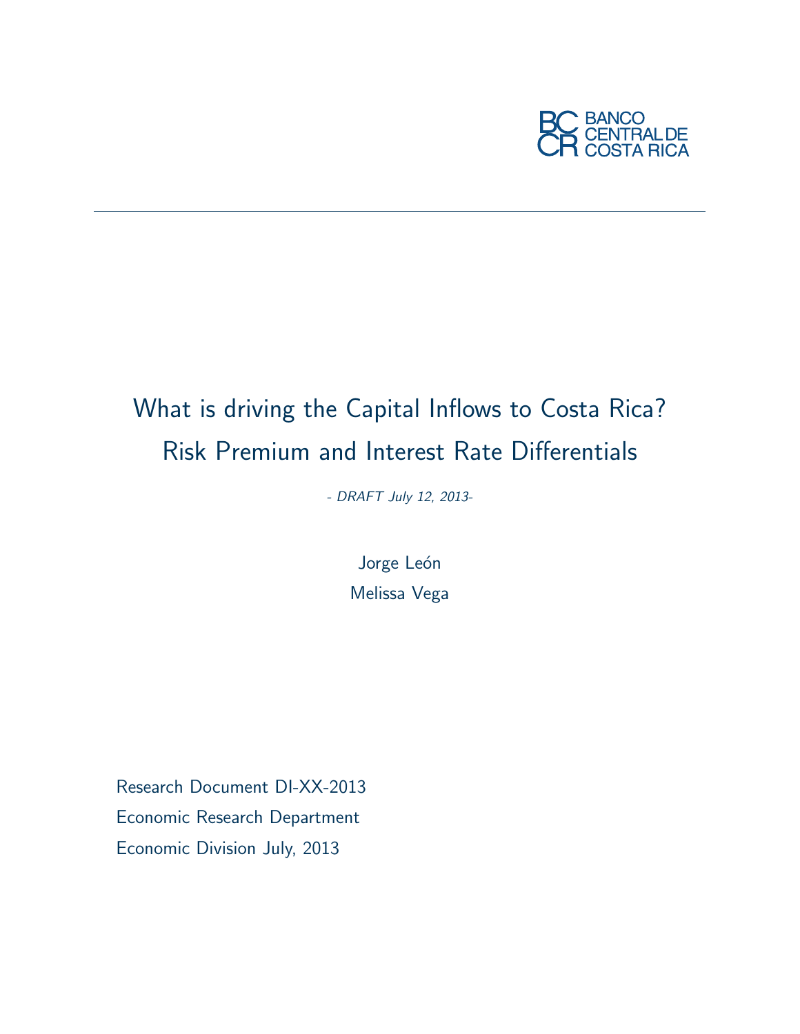BANCO CENTRAL DE COSTA RICA

# What is driving the Capital Inflows to Costa Rica? Risk Premium and Interest Rate Differentials

*- DRAFT July 12, 2013-*

Jorge León

Melissa Vega

Research Document DI-XX-2013

Economic Research Department

Economic Division July, 2013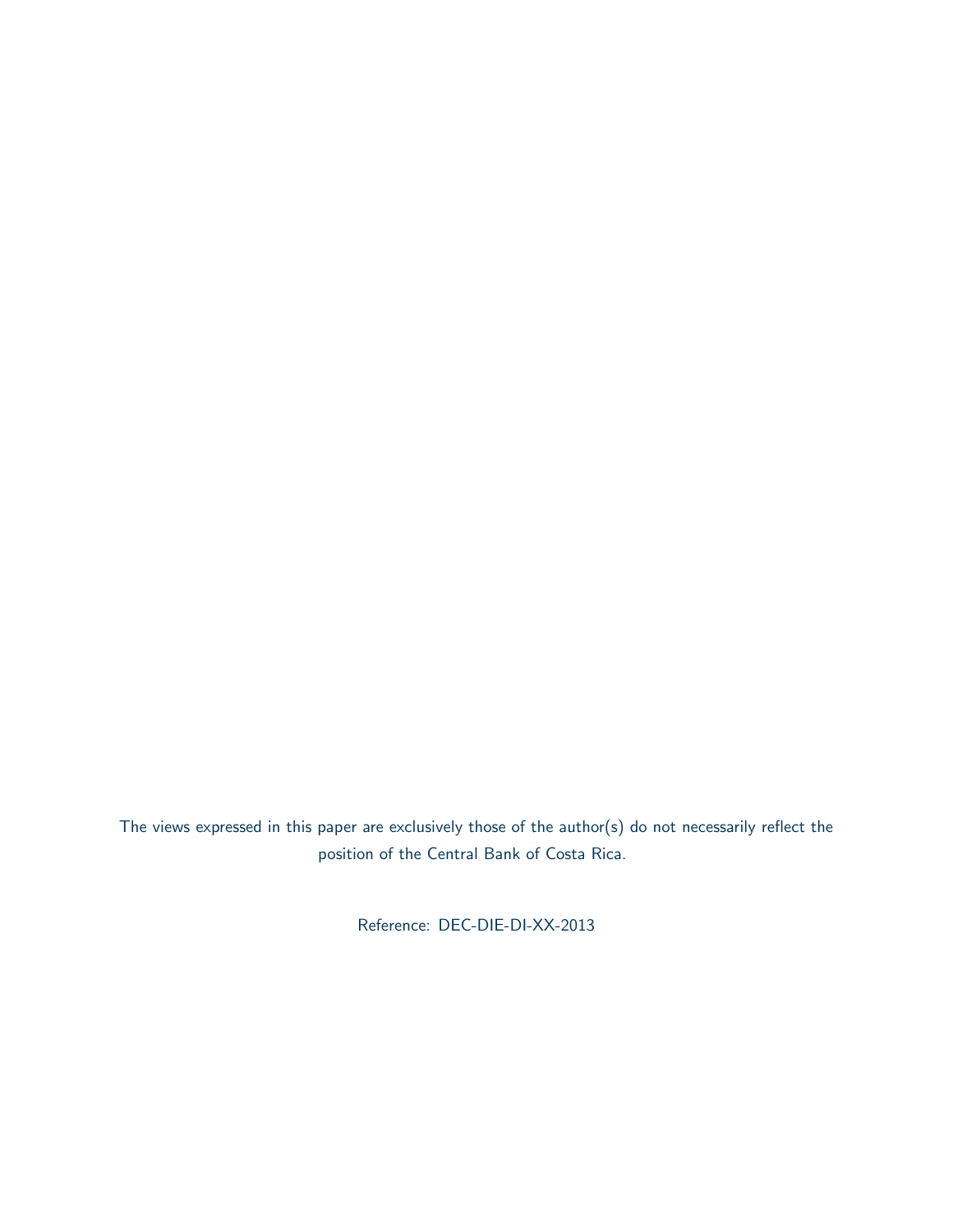The views expressed in this paper are exclusively those of the author(s) do not necessarily reflect the position of the Central Bank of Costa Rica.

Reference: DEC-DIE-DI-XX-2013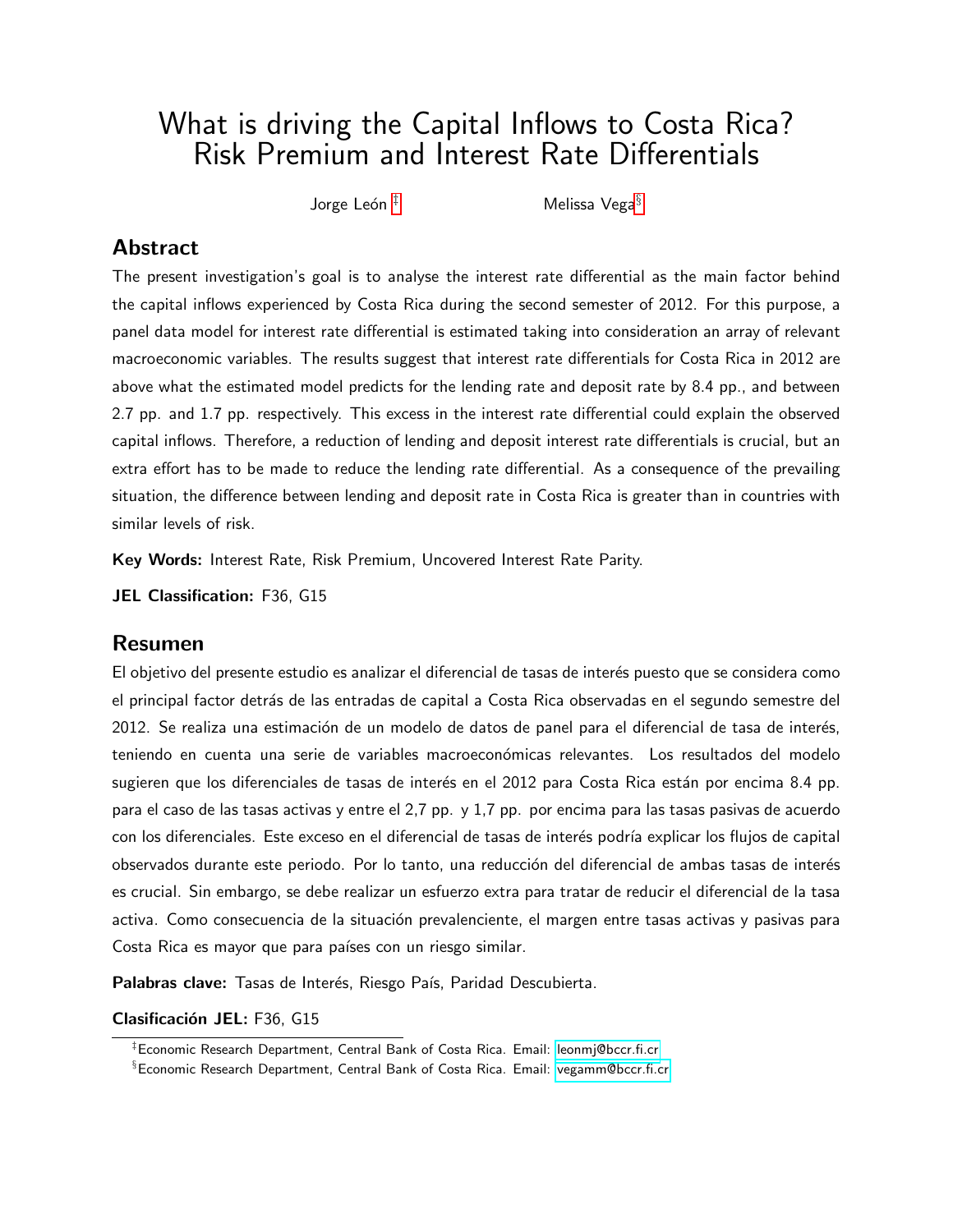# What is driving the Capital Inflows to Costa Rica? Risk Premium and Interest Rate Differentials

Jorge León [‡] Melissa Vega[§]

## Abstract

The present investigation's goal is to analyse the interest rate differential as the main factor behind the capital inflows experienced by Costa Rica during the second semester of 2012. For this purpose, a panel data model for interest rate differential is estimated taking into consideration an array of relevant macroeconomic variables. The results suggest that interest rate differentials for Costa Rica in 2012 are above what the estimated model predicts for the lending rate and deposit rate by 8.4 pp., and between 2.7 pp. and 1.7 pp. respectively. This excess in the interest rate differential could explain the observed capital inflows. Therefore, a reduction of lending and deposit interest rate differentials is crucial, but an extra effort has to be made to reduce the lending rate differential. As a consequence of the prevailing situation, the difference between lending and deposit rate in Costa Rica is greater than in countries with similar levels of risk.

**Key Words:** Interest Rate, Risk Premium, Uncovered Interest Rate Parity.

**JEL Classification:** F36, G15

## Resumen

El objetivo del presente estudio es analizar el diferencial de tasas de interés puesto que se considera como el principal factor detrás de las entradas de capital a Costa Rica observadas en el segundo semestre del 2012. Se realiza una estimación de un modelo de datos de panel para el diferencial de tasa de interés, teniendo en cuenta una serie de variables macroeconómicas relevantes. Los resultados del modelo sugieren que los diferenciales de tasas de interés en el 2012 para Costa Rica están por encima 8.4 pp. para el caso de las tasas activas y entre el 2,7 pp. y 1,7 pp. por encima para las tasas pasivas de acuerdo con los diferenciales. Este exceso en el diferencial de tasas de interés podría explicar los flujos de capital observados durante este periodo. Por lo tanto, una reducción del diferencial de ambas tasas de interés es crucial. Sin embargo, se debe realizar un esfuerzo extra para tratar de reducir el diferencial de la tasa activa. Como consecuencia de la situación prevalenciente, el margen entre tasas activas y pasivas para Costa Rica es mayor que para países con un riesgo similar.

**Palabras clave:** Tasas de Interés, Riesgo País, Paridad Descubierta.

**Clasificación JEL:** F36, G15

---

[‡] Economic Research Department, Central Bank of Costa Rica. Email: leonmj@bccr.fi.cr

[§] Economic Research Department, Central Bank of Costa Rica. Email: vegamm@bccr.fi.cr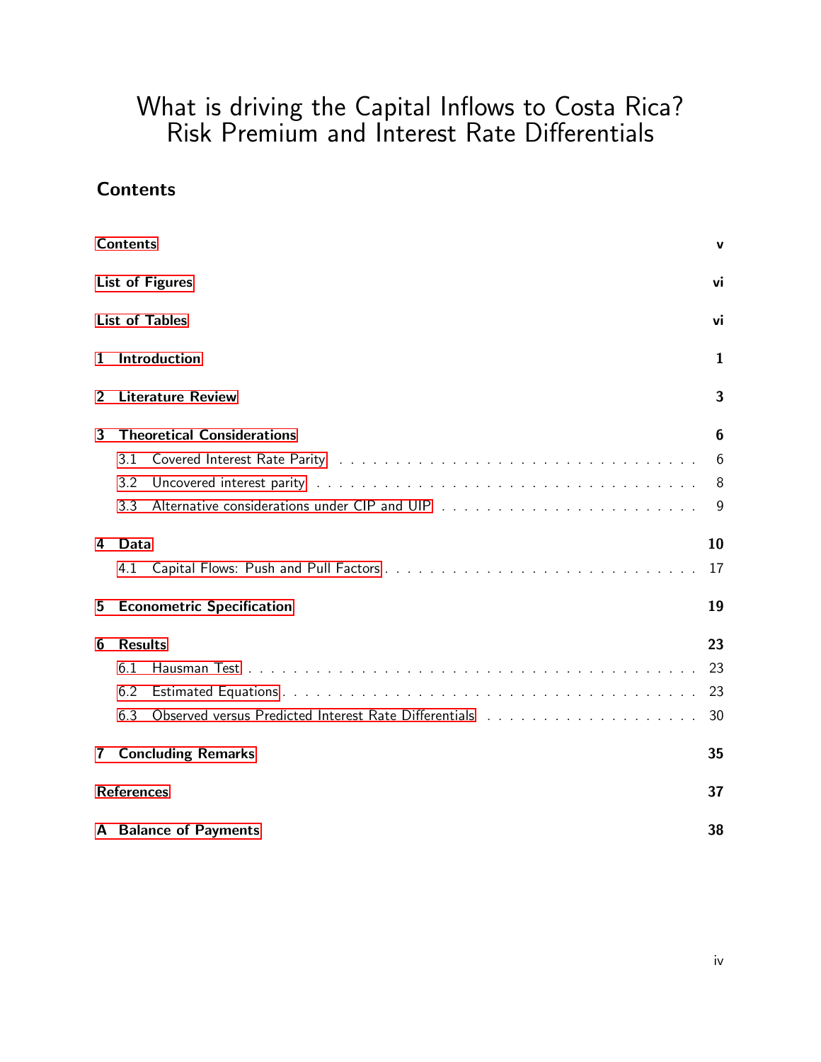# What is driving the Capital Inflows to Costa Rica? Risk Premium and Interest Rate Differentials

## Contents

**Contents** **v**

**List of Figures** **vi**

**List of Tables** **vi**

**1 Introduction** **1**

**2 Literature Review** **3**

**3 Theoretical Considerations** **6**

- 3.1 Covered Interest Rate Parity . . . . . . . . . . 6
- 3.2 Uncovered interest parity . . . . . . . . . . 8
- 3.3 Alternative considerations under CIP and UIP . . . . . . . . . . 9

**4 Data** **10**

- 4.1 Capital Flows: Push and Pull Factors . . . . . . . . . . 17

**5 Econometric Specification** **19**

**6 Results** **23**

- 6.1 Hausman Test . . . . . . . . . . 23
- 6.2 Estimated Equations . . . . . . . . . . 23
- 6.3 Observed versus Predicted Interest Rate Differentials . . . . . . . . . . 30

**7 Concluding Remarks** **35**

**References** **37**

**A Balance of Payments** **38**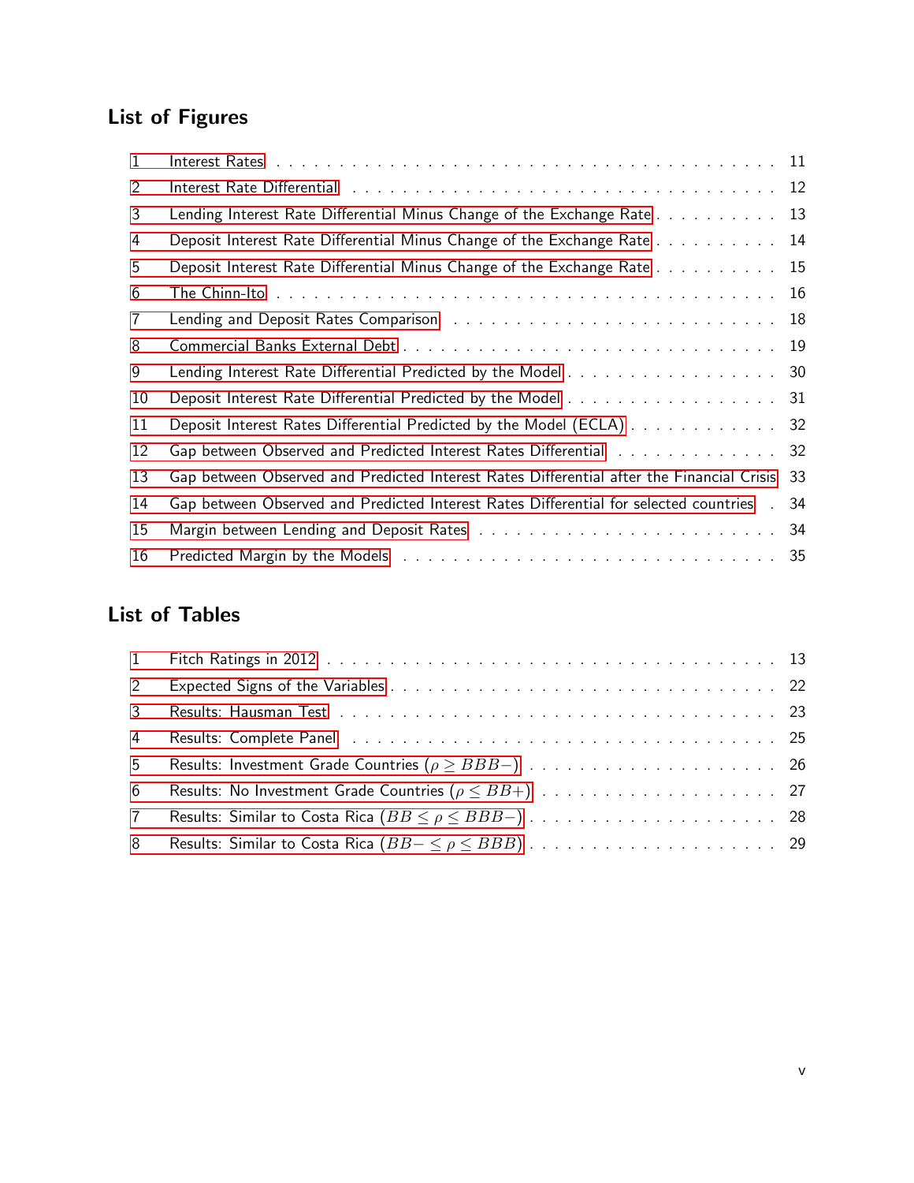## List of Figures

1 Interest Rates . . . . . . . . . . . . . . . . . . . . . . . . . . . . . . . . . . . 11
2 Interest Rate Differential . . . . . . . . . . . . . . . . . . . . . . . . . . . . . . . 12
3 Lending Interest Rate Differential Minus Change of the Exchange Rate . . . . . . . . . . 13
4 Deposit Interest Rate Differential Minus Change of the Exchange Rate . . . . . . . . . . 14
5 Deposit Interest Rate Differential Minus Change of the Exchange Rate . . . . . . . . . . 15
6 The Chinn-Ito . . . . . . . . . . . . . . . . . . . . . . . . . . . . . . . . . . . 16
7 Lending and Deposit Rates Comparison . . . . . . . . . . . . . . . . . . . . . . . . 18
8 Commercial Banks External Debt . . . . . . . . . . . . . . . . . . . . . . . . . . . 19
9 Lending Interest Rate Differential Predicted by the Model . . . . . . . . . . . . . . . . 30
10 Deposit Interest Rate Differential Predicted by the Model . . . . . . . . . . . . . . . . 31
11 Deposit Interest Rates Differential Predicted by the Model (ECLA) . . . . . . . . . . . . 32
12 Gap between Observed and Predicted Interest Rates Differential . . . . . . . . . . . . . 32
13 Gap between Observed and Predicted Interest Rates Differential after the Financial Crisis 33
14 Gap between Observed and Predicted Interest Rates Differential for selected countries . 34
15 Margin between Lending and Deposit Rates . . . . . . . . . . . . . . . . . . . . . . 34
16 Predicted Margin by the Models . . . . . . . . . . . . . . . . . . . . . . . . . . . 35

## List of Tables

1 Fitch Ratings in 2012 . . . . . . . . . . . . . . . . . . . . . . . . . . . . . . . . 13
2 Expected Signs of the Variables . . . . . . . . . . . . . . . . . . . . . . . . . . . 22
3 Results: Hausman Test . . . . . . . . . . . . . . . . . . . . . . . . . . . . . . . 23
4 Results: Complete Panel . . . . . . . . . . . . . . . . . . . . . . . . . . . . . . 25
5 Results: Investment Grade Countries ($\rho \geq BBB-$) . . . . . . . . . . . . . . . . . 26
6 Results: No Investment Grade Countries ($\rho \leq BB+$) . . . . . . . . . . . . . . . . 27
7 Results: Similar to Costa Rica ($BB \leq \rho \leq BBB-$) . . . . . . . . . . . . . . . . . 28
8 Results: Similar to Costa Rica ($BB- \leq \rho \leq BBB$) . . . . . . . . . . . . . . . . . 29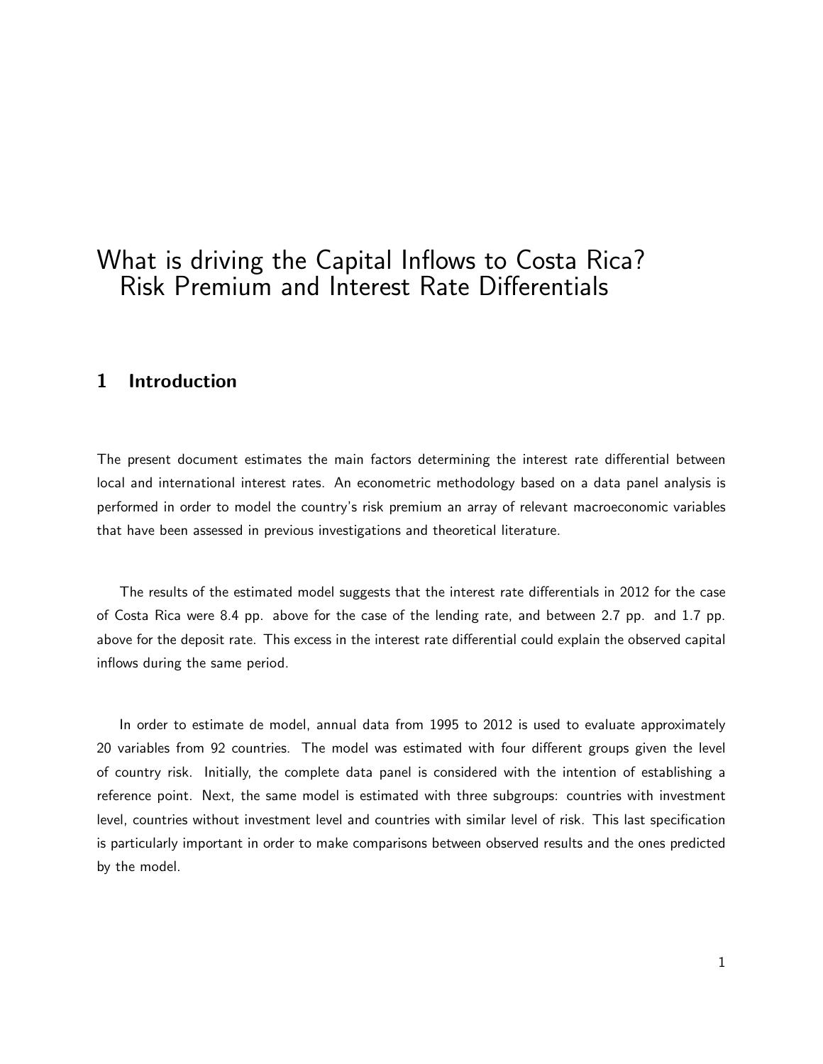# What is driving the Capital Inflows to Costa Rica? Risk Premium and Interest Rate Differentials

## 1 Introduction

The present document estimates the main factors determining the interest rate differential between local and international interest rates. An econometric methodology based on a data panel analysis is performed in order to model the country's risk premium an array of relevant macroeconomic variables that have been assessed in previous investigations and theoretical literature.

The results of the estimated model suggests that the interest rate differentials in 2012 for the case of Costa Rica were 8.4 pp. above for the case of the lending rate, and between 2.7 pp. and 1.7 pp. above for the deposit rate. This excess in the interest rate differential could explain the observed capital inflows during the same period.

In order to estimate de model, annual data from 1995 to 2012 is used to evaluate approximately 20 variables from 92 countries. The model was estimated with four different groups given the level of country risk. Initially, the complete data panel is considered with the intention of establishing a reference point. Next, the same model is estimated with three subgroups: countries with investment level, countries without investment level and countries with similar level of risk. This last specification is particularly important in order to make comparisons between observed results and the ones predicted by the model.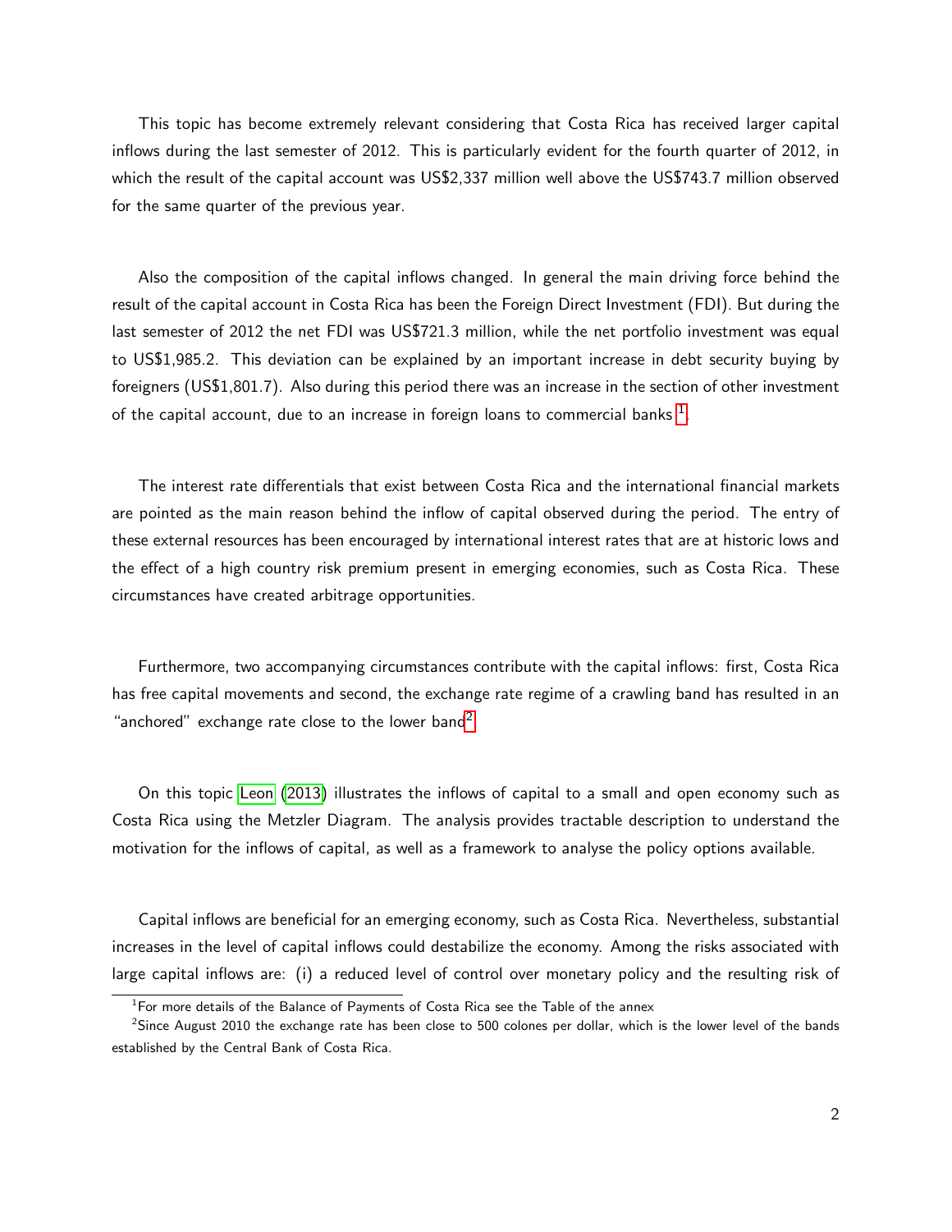This topic has become extremely relevant considering that Costa Rica has received larger capital inflows during the last semester of 2012. This is particularly evident for the fourth quarter of 2012, in which the result of the capital account was US$2,337 million well above the US$743.7 million observed for the same quarter of the previous year.

Also the composition of the capital inflows changed. In general the main driving force behind the result of the capital account in Costa Rica has been the Foreign Direct Investment (FDI). But during the last semester of 2012 the net FDI was US$721.3 million, while the net portfolio investment was equal to US$1,985.2. This deviation can be explained by an important increase in debt security buying by foreigners (US$1,801.7). Also during this period there was an increase in the section of other investment of the capital account, due to an increase in foreign loans to commercial banks [1].

The interest rate differentials that exist between Costa Rica and the international financial markets are pointed as the main reason behind the inflow of capital observed during the period. The entry of these external resources has been encouraged by international interest rates that are at historic lows and the effect of a high country risk premium present in emerging economies, such as Costa Rica. These circumstances have created arbitrage opportunities.

Furthermore, two accompanying circumstances contribute with the capital inflows: first, Costa Rica has free capital movements and second, the exchange rate regime of a crawling band has resulted in an "anchored" exchange rate close to the lower band[2].

On this topic Leon (2013) illustrates the inflows of capital to a small and open economy such as Costa Rica using the Metzler Diagram. The analysis provides tractable description to understand the motivation for the inflows of capital, as well as a framework to analyse the policy options available.

Capital inflows are beneficial for an emerging economy, such as Costa Rica. Nevertheless, substantial increases in the level of capital inflows could destabilize the economy. Among the risks associated with large capital inflows are: (i) a reduced level of control over monetary policy and the resulting risk of

[1] For more details of the Balance of Payments of Costa Rica see the Table of the annex

[2] Since August 2010 the exchange rate has been close to 500 colones per dollar, which is the lower level of the bands established by the Central Bank of Costa Rica.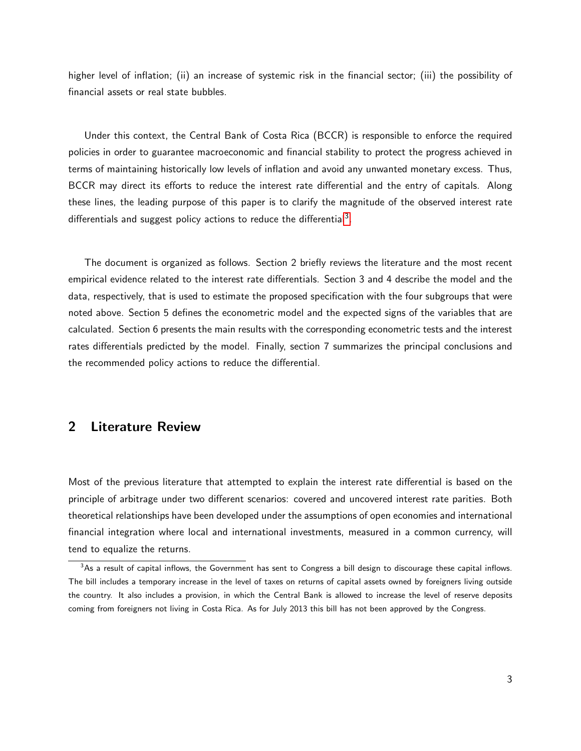higher level of inflation; (ii) an increase of systemic risk in the financial sector; (iii) the possibility of financial assets or real state bubbles.

Under this context, the Central Bank of Costa Rica (BCCR) is responsible to enforce the required policies in order to guarantee macroeconomic and financial stability to protect the progress achieved in terms of maintaining historically low levels of inflation and avoid any unwanted monetary excess. Thus, BCCR may direct its efforts to reduce the interest rate differential and the entry of capitals. Along these lines, the leading purpose of this paper is to clarify the magnitude of the observed interest rate differentials and suggest policy actions to reduce the differential[3].

The document is organized as follows. Section 2 briefly reviews the literature and the most recent empirical evidence related to the interest rate differentials. Section 3 and 4 describe the model and the data, respectively, that is used to estimate the proposed specification with the four subgroups that were noted above. Section 5 defines the econometric model and the expected signs of the variables that are calculated. Section 6 presents the main results with the corresponding econometric tests and the interest rates differentials predicted by the model. Finally, section 7 summarizes the principal conclusions and the recommended policy actions to reduce the differential.

## 2 Literature Review

Most of the previous literature that attempted to explain the interest rate differential is based on the principle of arbitrage under two different scenarios: covered and uncovered interest rate parities. Both theoretical relationships have been developed under the assumptions of open economies and international financial integration where local and international investments, measured in a common currency, will tend to equalize the returns.

[3] As a result of capital inflows, the Government has sent to Congress a bill design to discourage these capital inflows. The bill includes a temporary increase in the level of taxes on returns of capital assets owned by foreigners living outside the country. It also includes a provision, in which the Central Bank is allowed to increase the level of reserve deposits coming from foreigners not living in Costa Rica. As for July 2013 this bill has not been approved by the Congress.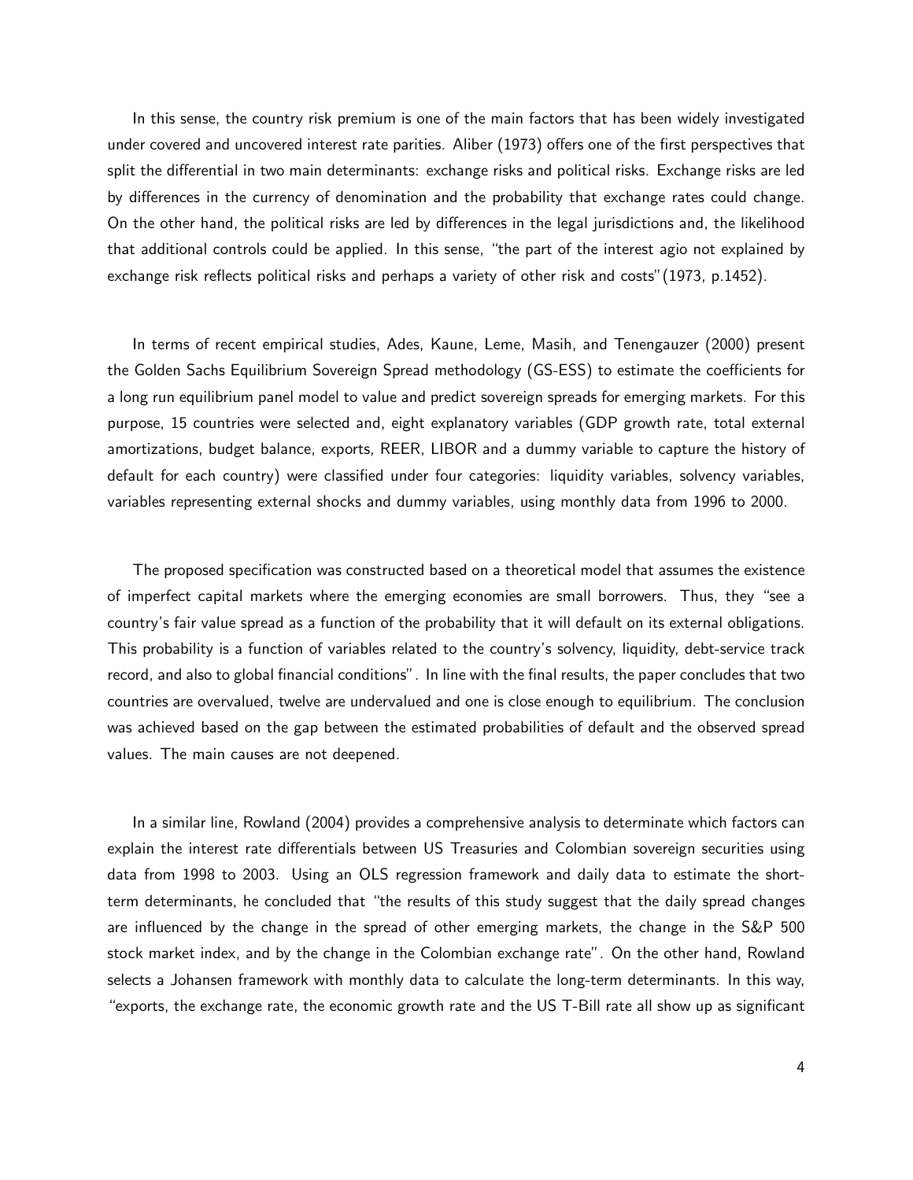In this sense, the country risk premium is one of the main factors that has been widely investigated under covered and uncovered interest rate parities. Aliber (1973) offers one of the first perspectives that split the differential in two main determinants: exchange risks and political risks. Exchange risks are led by differences in the currency of denomination and the probability that exchange rates could change. On the other hand, the political risks are led by differences in the legal jurisdictions and, the likelihood that additional controls could be applied. In this sense, "the part of the interest agio not explained by exchange risk reflects political risks and perhaps a variety of other risk and costs"(1973, p.1452).

In terms of recent empirical studies, Ades, Kaune, Leme, Masih, and Tenengauzer (2000) present the Golden Sachs Equilibrium Sovereign Spread methodology (GS-ESS) to estimate the coefficients for a long run equilibrium panel model to value and predict sovereign spreads for emerging markets. For this purpose, 15 countries were selected and, eight explanatory variables (GDP growth rate, total external amortizations, budget balance, exports, REER, LIBOR and a dummy variable to capture the history of default for each country) were classified under four categories: liquidity variables, solvency variables, variables representing external shocks and dummy variables, using monthly data from 1996 to 2000.

The proposed specification was constructed based on a theoretical model that assumes the existence of imperfect capital markets where the emerging economies are small borrowers. Thus, they "see a country's fair value spread as a function of the probability that it will default on its external obligations. This probability is a function of variables related to the country's solvency, liquidity, debt-service track record, and also to global financial conditions". In line with the final results, the paper concludes that two countries are overvalued, twelve are undervalued and one is close enough to equilibrium. The conclusion was achieved based on the gap between the estimated probabilities of default and the observed spread values. The main causes are not deepened.

In a similar line, Rowland (2004) provides a comprehensive analysis to determinate which factors can explain the interest rate differentials between US Treasuries and Colombian sovereign securities using data from 1998 to 2003. Using an OLS regression framework and daily data to estimate the short-term determinants, he concluded that "the results of this study suggest that the daily spread changes are influenced by the change in the spread of other emerging markets, the change in the S&P 500 stock market index, and by the change in the Colombian exchange rate". On the other hand, Rowland selects a Johansen framework with monthly data to calculate the long-term determinants. In this way, "exports, the exchange rate, the economic growth rate and the US T-Bill rate all show up as significant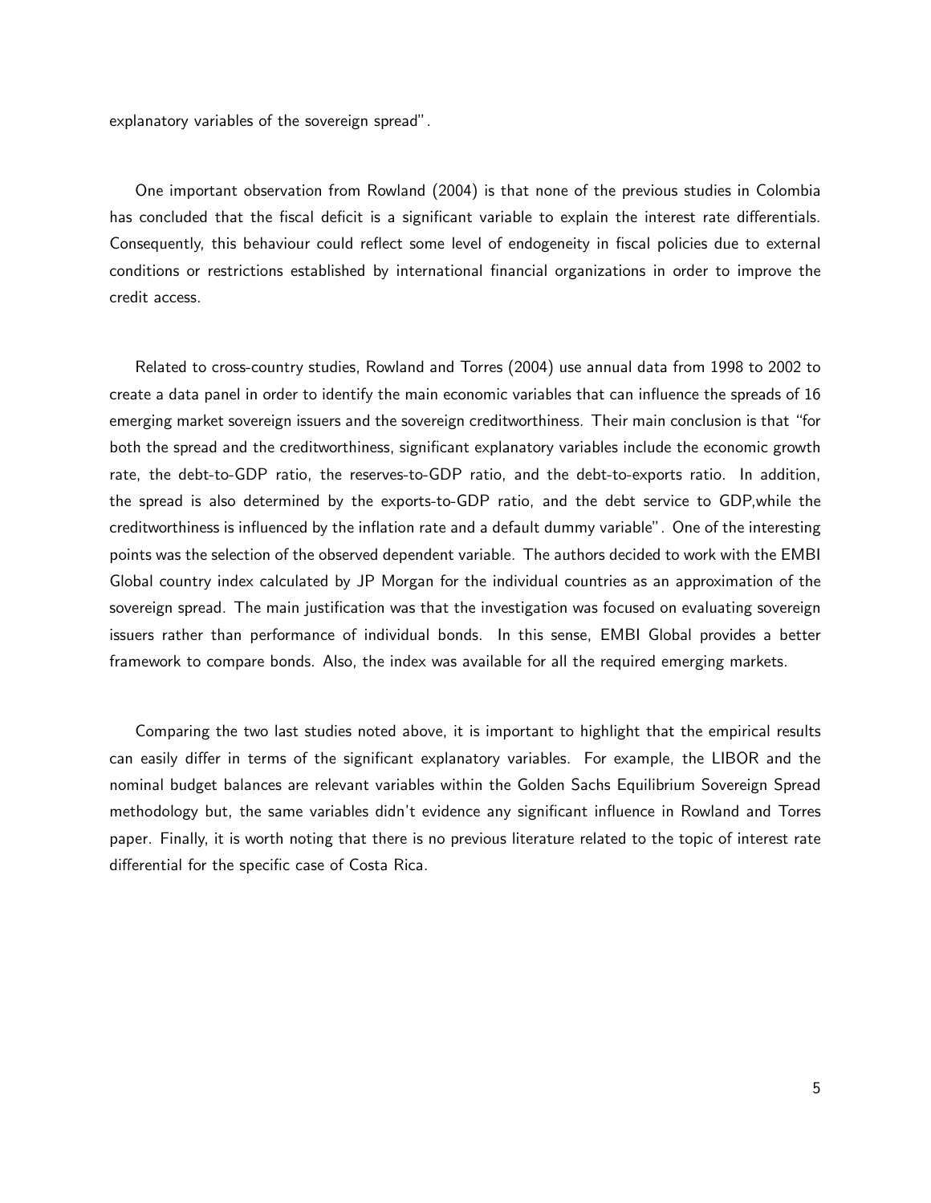explanatory variables of the sovereign spread".

One important observation from Rowland (2004) is that none of the previous studies in Colombia has concluded that the fiscal deficit is a significant variable to explain the interest rate differentials. Consequently, this behaviour could reflect some level of endogeneity in fiscal policies due to external conditions or restrictions established by international financial organizations in order to improve the credit access.

Related to cross-country studies, Rowland and Torres (2004) use annual data from 1998 to 2002 to create a data panel in order to identify the main economic variables that can influence the spreads of 16 emerging market sovereign issuers and the sovereign creditworthiness. Their main conclusion is that "for both the spread and the creditworthiness, significant explanatory variables include the economic growth rate, the debt-to-GDP ratio, the reserves-to-GDP ratio, and the debt-to-exports ratio. In addition, the spread is also determined by the exports-to-GDP ratio, and the debt service to GDP,while the creditworthiness is influenced by the inflation rate and a default dummy variable". One of the interesting points was the selection of the observed dependent variable. The authors decided to work with the EMBI Global country index calculated by JP Morgan for the individual countries as an approximation of the sovereign spread. The main justification was that the investigation was focused on evaluating sovereign issuers rather than performance of individual bonds. In this sense, EMBI Global provides a better framework to compare bonds. Also, the index was available for all the required emerging markets.

Comparing the two last studies noted above, it is important to highlight that the empirical results can easily differ in terms of the significant explanatory variables. For example, the LIBOR and the nominal budget balances are relevant variables within the Golden Sachs Equilibrium Sovereign Spread methodology but, the same variables didn't evidence any significant influence in Rowland and Torres paper. Finally, it is worth noting that there is no previous literature related to the topic of interest rate differential for the specific case of Costa Rica.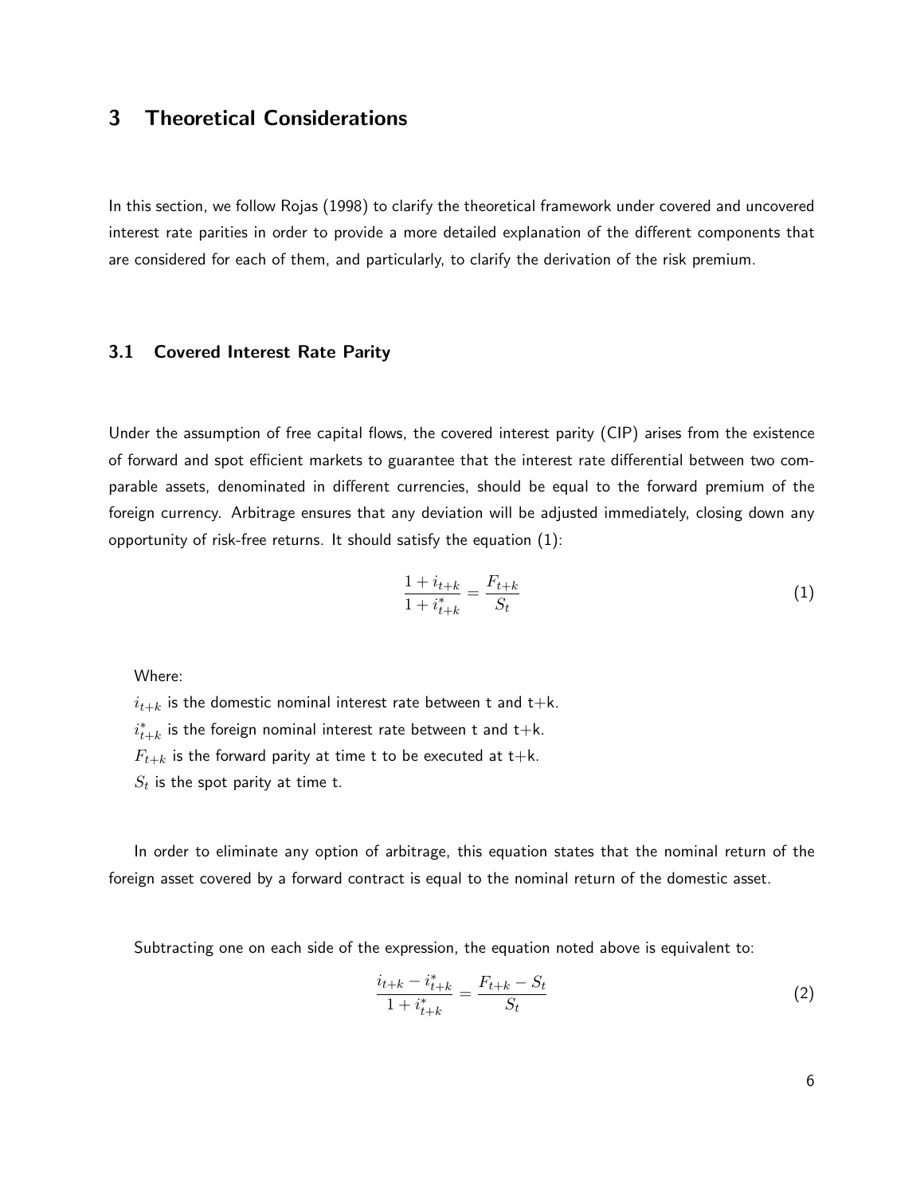# 3 Theoretical Considerations

In this section, we follow Rojas (1998) to clarify the theoretical framework under covered and uncovered interest rate parities in order to provide a more detailed explanation of the different components that are considered for each of them, and particularly, to clarify the derivation of the risk premium.

## 3.1 Covered Interest Rate Parity

Under the assumption of free capital flows, the covered interest parity (CIP) arises from the existence of forward and spot efficient markets to guarantee that the interest rate differential between two comparable assets, denominated in different currencies, should be equal to the forward premium of the foreign currency. Arbitrage ensures that any deviation will be adjusted immediately, closing down any opportunity of risk-free returns. It should satisfy the equation (1):

$$\frac{1 + i_{t+k}}{1 + i^*_{t+k}} = \frac{F_{t+k}}{S_t} \tag{1}$$

Where:

$i_{t+k}$ is the domestic nominal interest rate between t and t+k.
$i^*_{t+k}$ is the foreign nominal interest rate between t and t+k.
$F_{t+k}$ is the forward parity at time t to be executed at t+k.
$S_t$ is the spot parity at time t.

In order to eliminate any option of arbitrage, this equation states that the nominal return of the foreign asset covered by a forward contract is equal to the nominal return of the domestic asset.

Subtracting one on each side of the expression, the equation noted above is equivalent to:

$$\frac{i_{t+k} - i^*_{t+k}}{1 + i^*_{t+k}} = \frac{F_{t+k} - S_t}{S_t} \tag{2}$$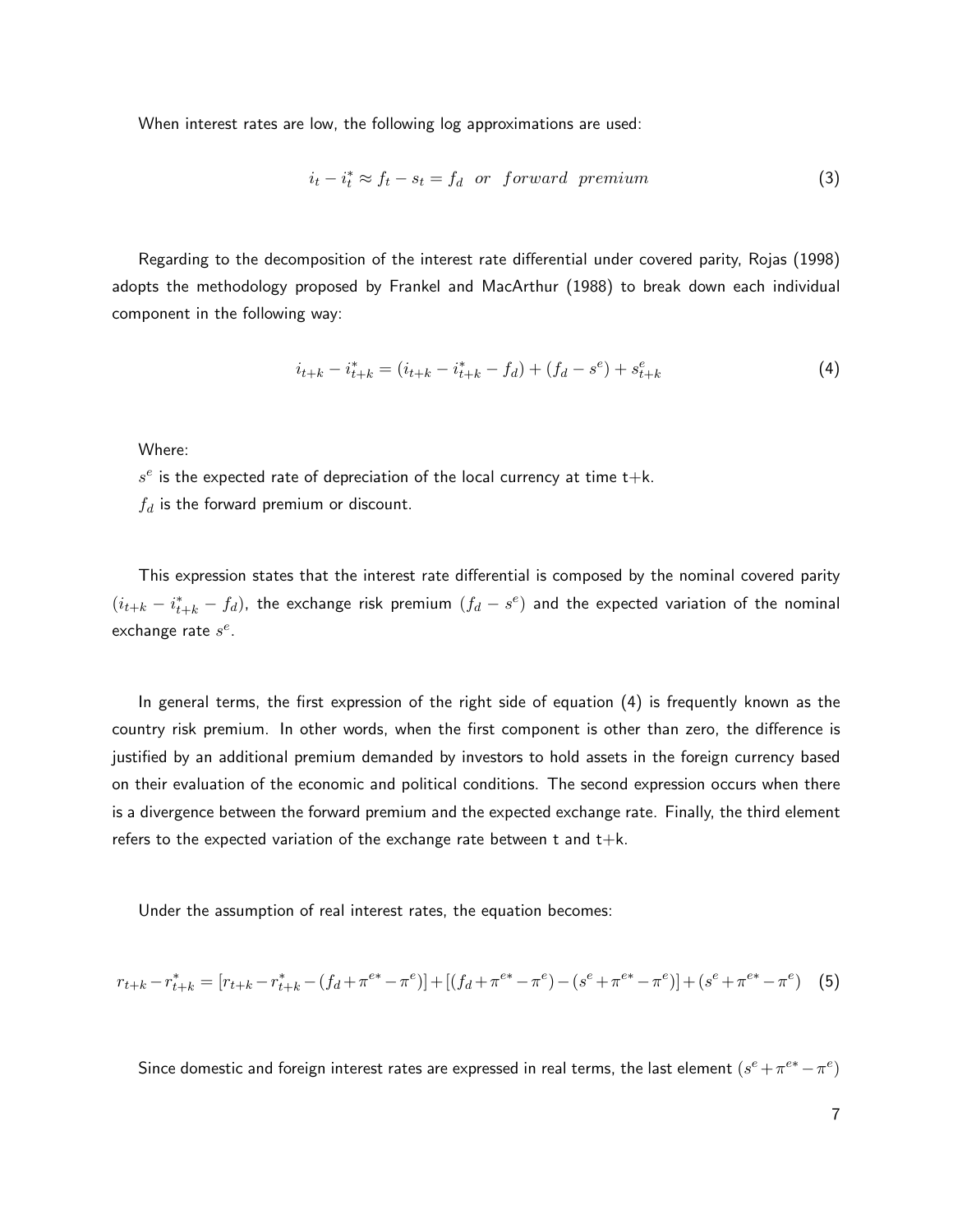When interest rates are low, the following log approximations are used:

$$i_t - i_t^* \approx f_t - s_t = f_d \;\; or \;\; forward \;\; premium \tag{3}$$

Regarding to the decomposition of the interest rate differential under covered parity, Rojas (1998) adopts the methodology proposed by Frankel and MacArthur (1988) to break down each individual component in the following way:

$$i_{t+k} - i_{t+k}^* = (i_{t+k} - i_{t+k}^* - f_d) + (f_d - s^e) + s_{t+k}^e \tag{4}$$

Where:

$s^e$ is the expected rate of depreciation of the local currency at time t+k.

$f_d$ is the forward premium or discount.

This expression states that the interest rate differential is composed by the nominal covered parity $(i_{t+k} - i_{t+k}^* - f_d)$, the exchange risk premium $(f_d - s^e)$ and the expected variation of the nominal exchange rate $s^e$.

In general terms, the first expression of the right side of equation (4) is frequently known as the country risk premium. In other words, when the first component is other than zero, the difference is justified by an additional premium demanded by investors to hold assets in the foreign currency based on their evaluation of the economic and political conditions. The second expression occurs when there is a divergence between the forward premium and the expected exchange rate. Finally, the third element refers to the expected variation of the exchange rate between t and t+k.

Under the assumption of real interest rates, the equation becomes:

$$r_{t+k} - r_{t+k}^* = [r_{t+k} - r_{t+k}^* - (f_d + \pi^{e*} - \pi^e)] + [(f_d + \pi^{e*} - \pi^e) - (s^e + \pi^{e*} - \pi^e)] + (s^e + \pi^{e*} - \pi^e) \tag{5}$$

Since domestic and foreign interest rates are expressed in real terms, the last element $(s^e + \pi^{e*} - \pi^e)$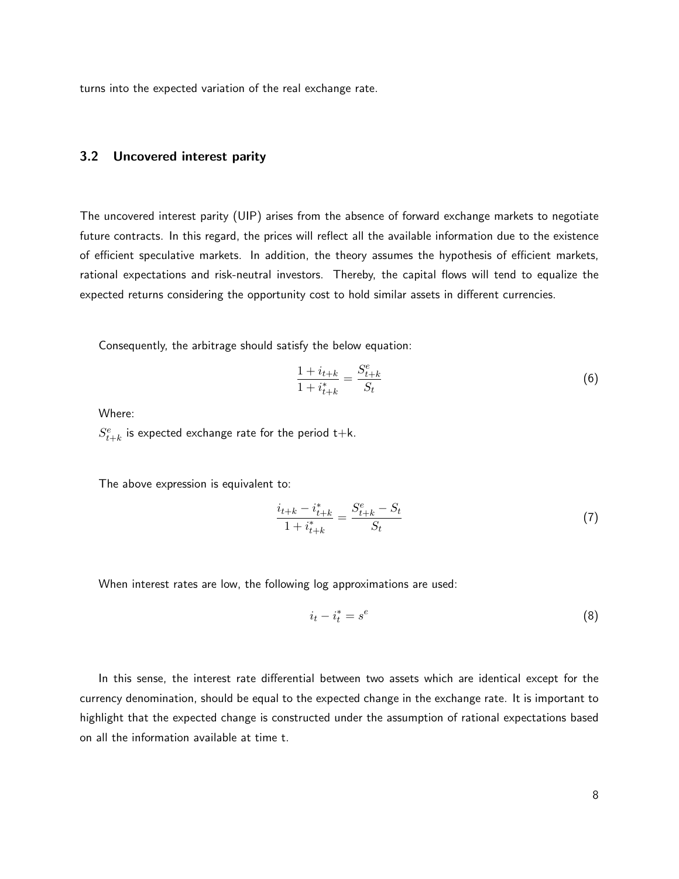turns into the expected variation of the real exchange rate.

### 3.2 Uncovered interest parity

The uncovered interest parity (UIP) arises from the absence of forward exchange markets to negotiate future contracts. In this regard, the prices will reflect all the available information due to the existence of efficient speculative markets. In addition, the theory assumes the hypothesis of efficient markets, rational expectations and risk-neutral investors. Thereby, the capital flows will tend to equalize the expected returns considering the opportunity cost to hold similar assets in different currencies.

Consequently, the arbitrage should satisfy the below equation:

$$\frac{1 + i_{t+k}}{1 + i^*_{t+k}} = \frac{S^e_{t+k}}{S_t} \tag{6}$$

Where:

$S^e_{t+k}$ is expected exchange rate for the period t+k.

The above expression is equivalent to:

$$\frac{i_{t+k} - i^*_{t+k}}{1 + i^*_{t+k}} = \frac{S^e_{t+k} - S_t}{S_t} \tag{7}$$

When interest rates are low, the following log approximations are used:

$$i_t - i^*_t = s^e \tag{8}$$

In this sense, the interest rate differential between two assets which are identical except for the currency denomination, should be equal to the expected change in the exchange rate. It is important to highlight that the expected change is constructed under the assumption of rational expectations based on all the information available at time t.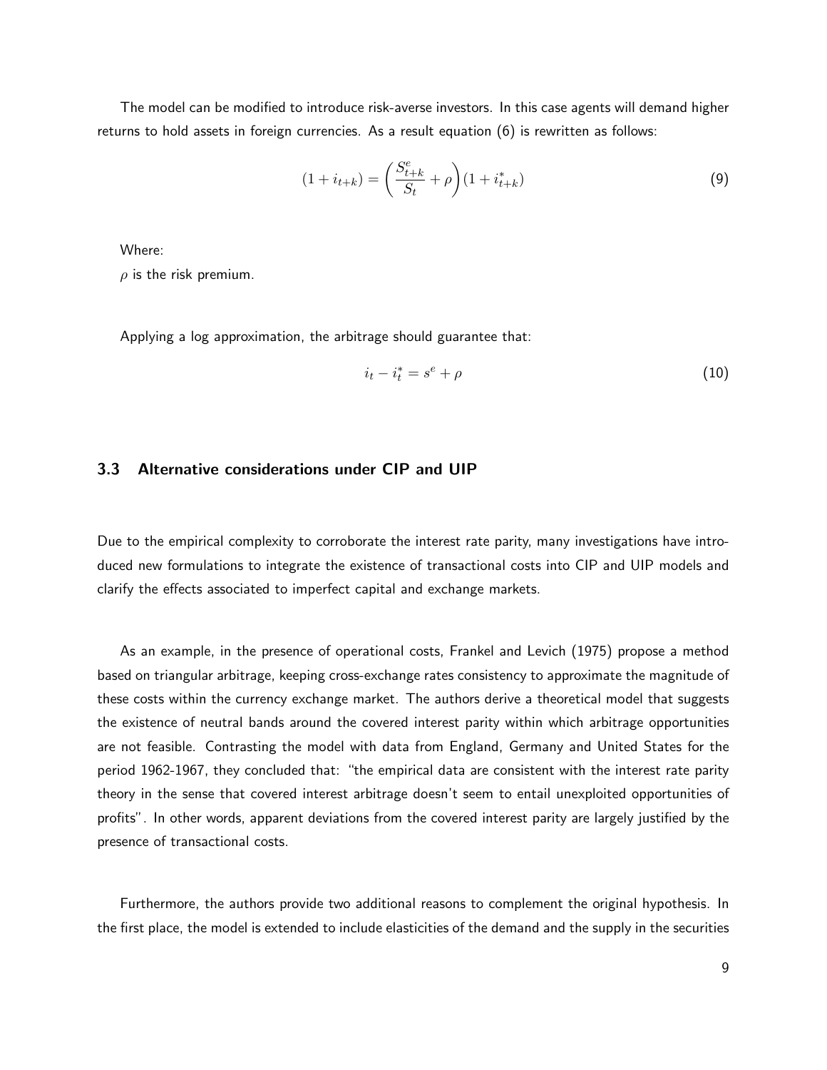The model can be modified to introduce risk-averse investors. In this case agents will demand higher returns to hold assets in foreign currencies. As a result equation (6) is rewritten as follows:

$$(1+i_{t+k}) = \left(\frac{S^e_{t+k}}{S_t} + \rho\right)(1+i^*_{t+k}) \tag{9}$$

Where:

$\rho$ is the risk premium.

Applying a log approximation, the arbitrage should guarantee that:

$$i_t - i^*_t = s^e + \rho \tag{10}$$

### 3.3 Alternative considerations under CIP and UIP

Due to the empirical complexity to corroborate the interest rate parity, many investigations have introduced new formulations to integrate the existence of transactional costs into CIP and UIP models and clarify the effects associated to imperfect capital and exchange markets.

As an example, in the presence of operational costs, Frankel and Levich (1975) propose a method based on triangular arbitrage, keeping cross-exchange rates consistency to approximate the magnitude of these costs within the currency exchange market. The authors derive a theoretical model that suggests the existence of neutral bands around the covered interest parity within which arbitrage opportunities are not feasible. Contrasting the model with data from England, Germany and United States for the period 1962-1967, they concluded that: "the empirical data are consistent with the interest rate parity theory in the sense that covered interest arbitrage doesn't seem to entail unexploited opportunities of profits". In other words, apparent deviations from the covered interest parity are largely justified by the presence of transactional costs.

Furthermore, the authors provide two additional reasons to complement the original hypothesis. In the first place, the model is extended to include elasticities of the demand and the supply in the securities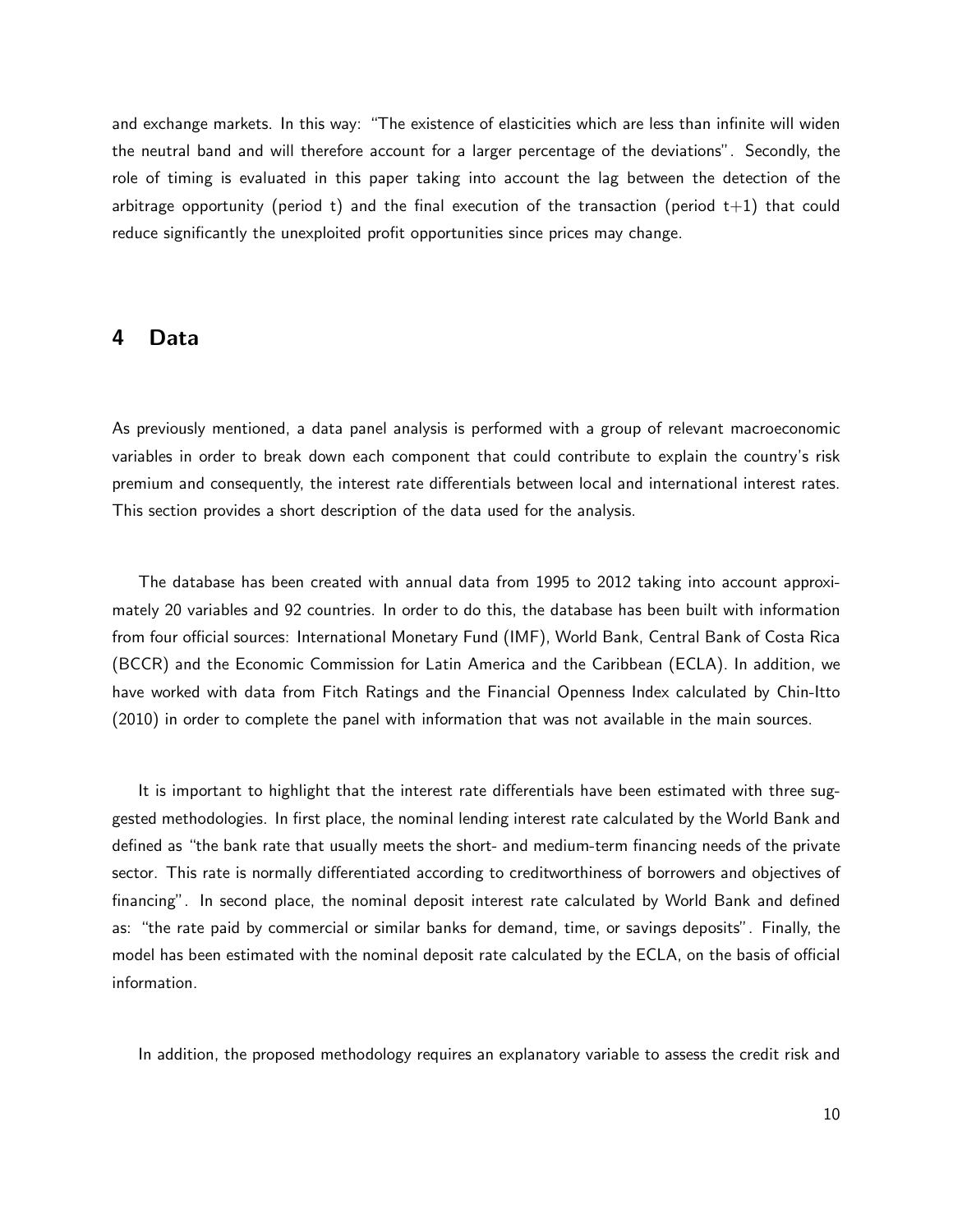and exchange markets. In this way: "The existence of elasticities which are less than infinite will widen the neutral band and will therefore account for a larger percentage of the deviations". Secondly, the role of timing is evaluated in this paper taking into account the lag between the detection of the arbitrage opportunity (period t) and the final execution of the transaction (period t+1) that could reduce significantly the unexploited profit opportunities since prices may change.

## 4 Data

As previously mentioned, a data panel analysis is performed with a group of relevant macroeconomic variables in order to break down each component that could contribute to explain the country's risk premium and consequently, the interest rate differentials between local and international interest rates. This section provides a short description of the data used for the analysis.

The database has been created with annual data from 1995 to 2012 taking into account approximately 20 variables and 92 countries. In order to do this, the database has been built with information from four official sources: International Monetary Fund (IMF), World Bank, Central Bank of Costa Rica (BCCR) and the Economic Commission for Latin America and the Caribbean (ECLA). In addition, we have worked with data from Fitch Ratings and the Financial Openness Index calculated by Chin-Itto (2010) in order to complete the panel with information that was not available in the main sources.

It is important to highlight that the interest rate differentials have been estimated with three suggested methodologies. In first place, the nominal lending interest rate calculated by the World Bank and defined as "the bank rate that usually meets the short- and medium-term financing needs of the private sector. This rate is normally differentiated according to creditworthiness of borrowers and objectives of financing". In second place, the nominal deposit interest rate calculated by World Bank and defined as: "the rate paid by commercial or similar banks for demand, time, or savings deposits". Finally, the model has been estimated with the nominal deposit rate calculated by the ECLA, on the basis of official information.

In addition, the proposed methodology requires an explanatory variable to assess the credit risk and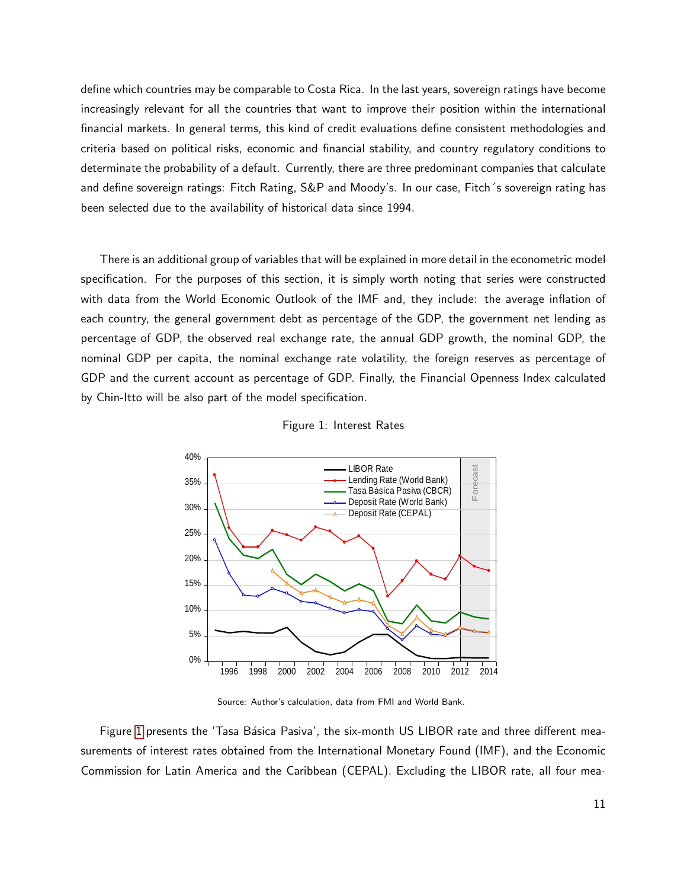define which countries may be comparable to Costa Rica. In the last years, sovereign ratings have become increasingly relevant for all the countries that want to improve their position within the international financial markets. In general terms, this kind of credit evaluations define consistent methodologies and criteria based on political risks, economic and financial stability, and country regulatory conditions to determinate the probability of a default. Currently, there are three predominant companies that calculate and define sovereign ratings: Fitch Rating, S&P and Moody's. In our case, Fitch´s sovereign rating has been selected due to the availability of historical data since 1994.

There is an additional group of variables that will be explained in more detail in the econometric model specification. For the purposes of this section, it is simply worth noting that series were constructed with data from the World Economic Outlook of the IMF and, they include: the average inflation of each country, the general government debt as percentage of the GDP, the government net lending as percentage of GDP, the observed real exchange rate, the annual GDP growth, the nominal GDP, the nominal GDP per capita, the nominal exchange rate volatility, the foreign reserves as percentage of GDP and the current account as percentage of GDP. Finally, the Financial Openness Index calculated by Chin-Itto will be also part of the model specification.

Figure 1: Interest Rates

40%
35%
30%
25%
20%
15%
10%
5%
0%

1996 1998 2000 2002 2004 2006 2008 2010 2012 2014

Forecast

LIBOR Rate
Lending Rate (World Bank)
Tasa Básica Pasiva (CBCR)
Deposit Rate (World Bank)
Deposit Rate (CEPAL)

Source: Author's calculation, data from FMI and World Bank.

Figure 1 presents the 'Tasa Básica Pasiva', the six-month US LIBOR rate and three different measurements of interest rates obtained from the International Monetary Found (IMF), and the Economic Commission for Latin America and the Caribbean (CEPAL). Excluding the LIBOR rate, all four mea-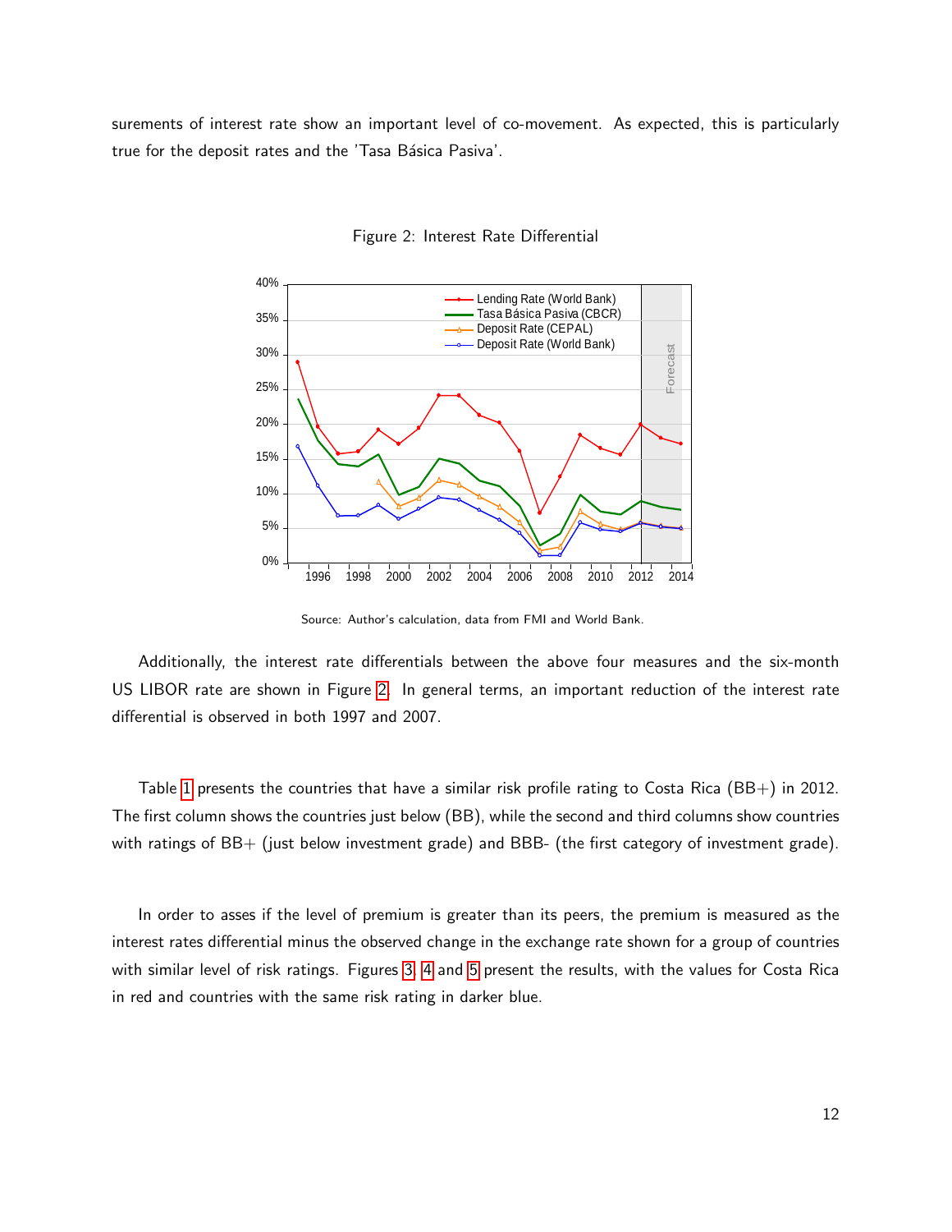surements of interest rate show an important level of co-movement. As expected, this is particularly true for the deposit rates and the 'Tasa Básica Pasiva'.

Figure 2: Interest Rate Differential

40%
35%
30%
25%
20%
15%
10%
5%
0%

1996 1998 2000 2002 2004 2006 2008 2010 2012 2014

Lending Rate (World Bank)
Tasa Básica Pasiva (CBCR)
Deposit Rate (CEPAL)
Deposit Rate (World Bank)

Forecast

Source: Author's calculation, data from FMI and World Bank.

Additionally, the interest rate differentials between the above four measures and the six-month US LIBOR rate are shown in Figure 2. In general terms, an important reduction of the interest rate differential is observed in both 1997 and 2007.

Table 1 presents the countries that have a similar risk profile rating to Costa Rica (BB+) in 2012. The first column shows the countries just below (BB), while the second and third columns show countries with ratings of BB+ (just below investment grade) and BBB- (the first category of investment grade).

In order to asses if the level of premium is greater than its peers, the premium is measured as the interest rates differential minus the observed change in the exchange rate shown for a group of countries with similar level of risk ratings. Figures 3, 4 and 5 present the results, with the values for Costa Rica in red and countries with the same risk rating in darker blue.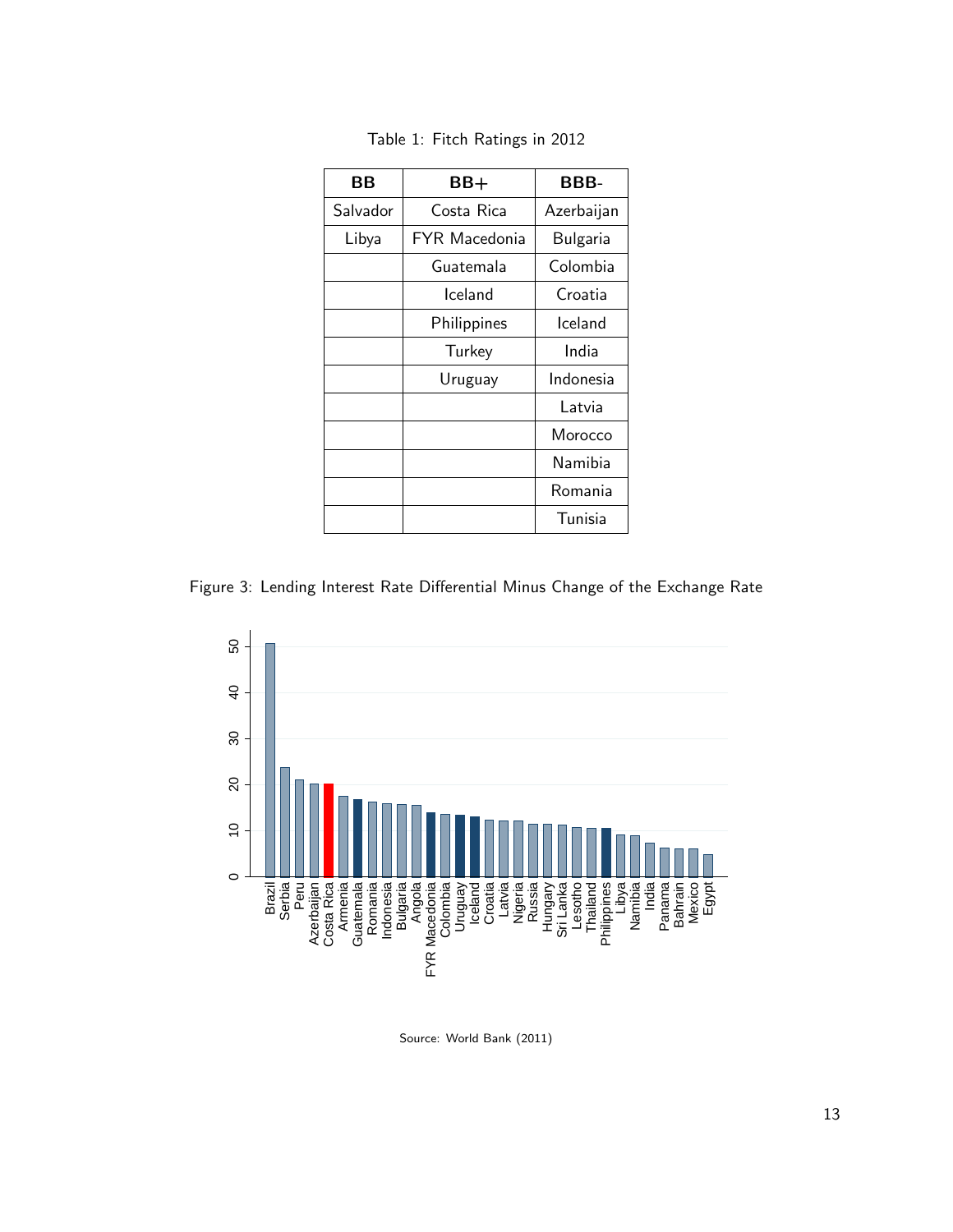Table 1: Fitch Ratings in 2012

| BB | BB+ | BBB- |
|---|---|---|
| Salvador | Costa Rica | Azerbaijan |
| Libya | FYR Macedonia | Bulgaria |
| | Guatemala | Colombia |
| | Iceland | Croatia |
| | Philippines | Iceland |
| | Turkey | India |
| | Uruguay | Indonesia |
| | | Latvia |
| | | Morocco |
| | | Namibia |
| | | Romania |
| | | Tunisia |

Figure 3: Lending Interest Rate Differential Minus Change of the Exchange Rate

0
10
20
30
40
50

Brazil
Serbia
Peru
Azerbaijan
Costa Rica
Armenia
Guatemala
Romania
Indonesia
Bulgaria
Angola
FYR Macedonia
Colombia
Uruguay
Iceland
Croatia
Latvia
Nigeria
Russia
Hungary
Sri Lanka
Lesotho
Thailand
Philippines
Libya
Namibia
India
Panama
Bahrain
Mexico
Egypt

Source: World Bank (2011)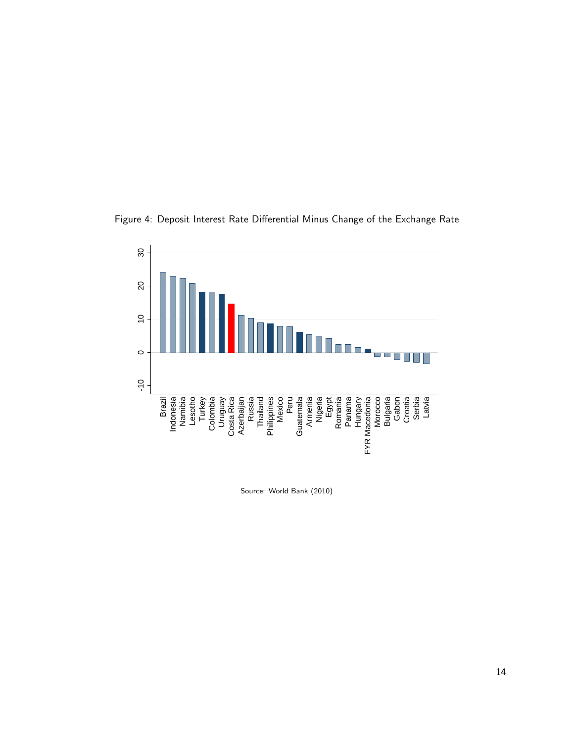Figure 4: Deposit Interest Rate Differential Minus Change of the Exchange Rate

30
20
10
0
-10

Brazil
Indonesia
Namibia
Lesotho
Turkey
Colombia
Uruguay
Costa Rica
Azerbaijan
Russia
Thailand
Philippines
Mexico
Peru
Guatemala
Armenia
Nigeria
Egypt
Romania
Panama
Hungary
FYR Macedonia
Morocco
Bulgaria
Gabon
Croatia
Serbia
Latvia

Source: World Bank (2010)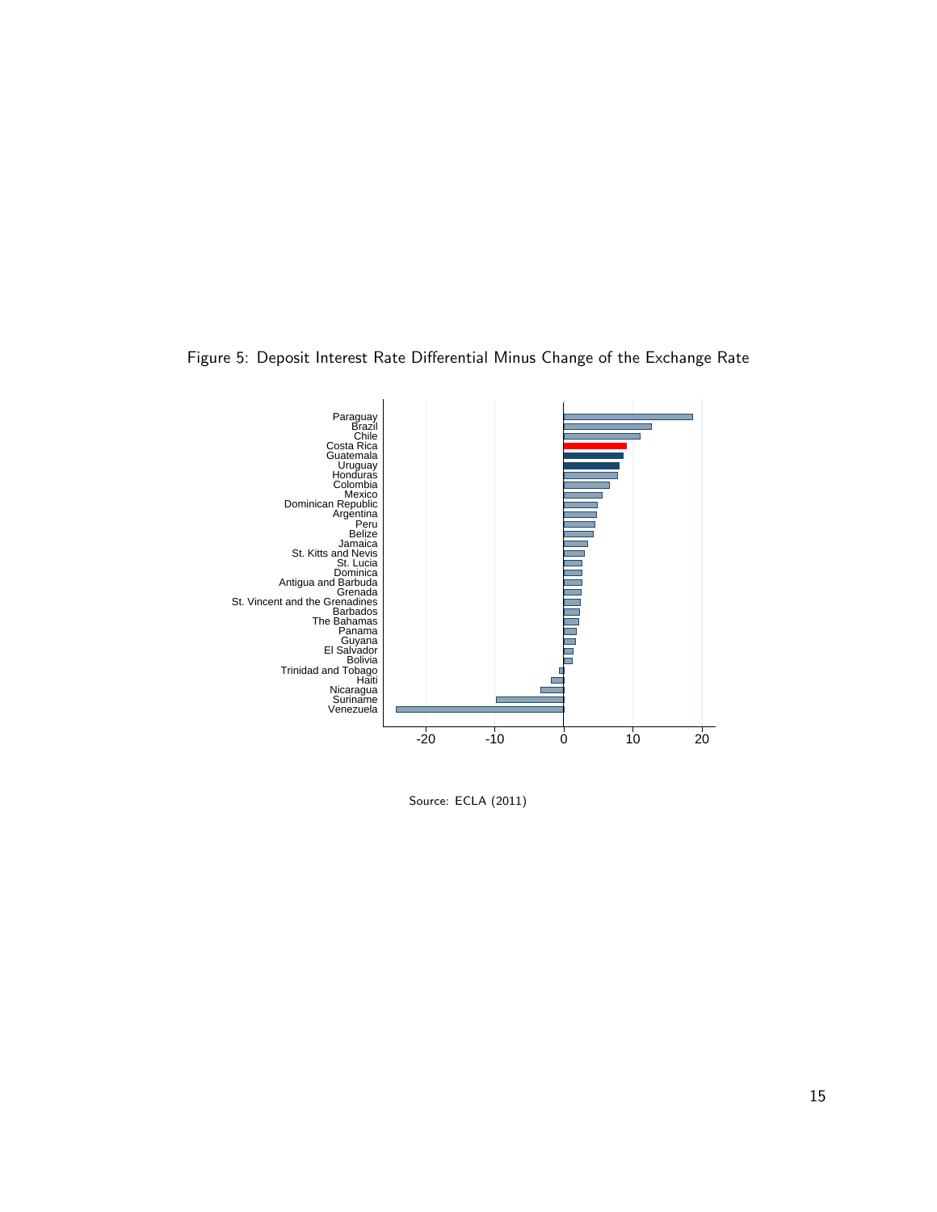Figure 5: Deposit Interest Rate Differential Minus Change of the Exchange Rate

Paraguay
Brazil
Chile
Costa Rica
Guatemala
Uruguay
Honduras
Colombia
Mexico
Dominican Republic
Argentina
Peru
Belize
Jamaica
St. Kitts and Nevis
St. Lucia
Dominica
Antigua and Barbuda
Grenada
St. Vincent and the Grenadines
Barbados
The Bahamas
Panama
Guyana
El Salvador
Bolivia
Trinidad and Tobago
Haiti
Nicaragua
Suriname
Venezuela

-20 -10 0 10 20

Source: ECLA (2011)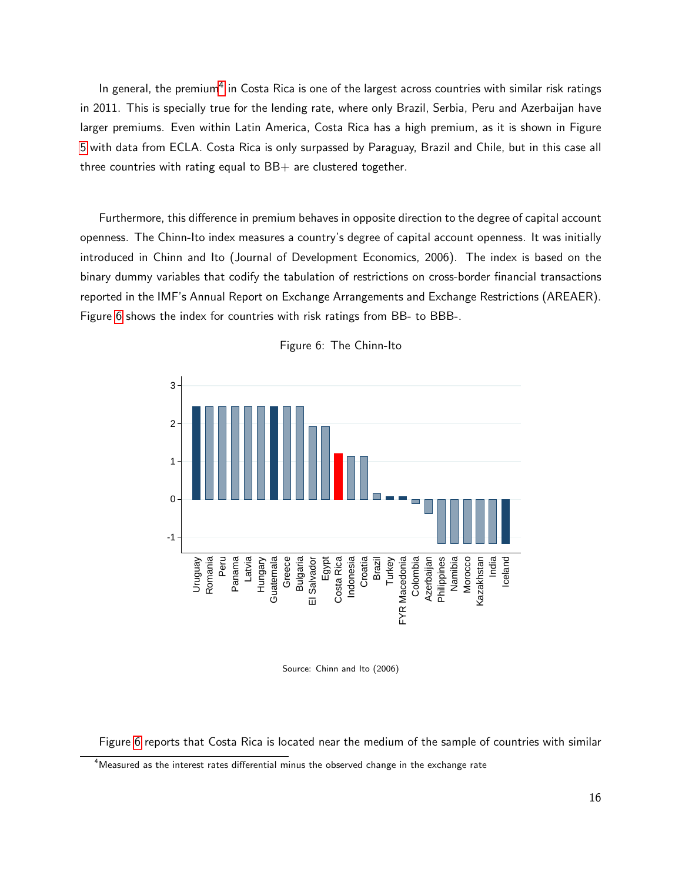In general, the premium[4] in Costa Rica is one of the largest across countries with similar risk ratings in 2011. This is specially true for the lending rate, where only Brazil, Serbia, Peru and Azerbaijan have larger premiums. Even within Latin America, Costa Rica has a high premium, as it is shown in Figure 5 with data from ECLA. Costa Rica is only surpassed by Paraguay, Brazil and Chile, but in this case all three countries with rating equal to BB+ are clustered together.

Furthermore, this difference in premium behaves in opposite direction to the degree of capital account openness. The Chinn-Ito index measures a country's degree of capital account openness. It was initially introduced in Chinn and Ito (Journal of Development Economics, 2006). The index is based on the binary dummy variables that codify the tabulation of restrictions on cross-border financial transactions reported in the IMF's Annual Report on Exchange Arrangements and Exchange Restrictions (AREAER). Figure 6 shows the index for countries with risk ratings from BB- to BBB-.

Figure 6: The Chinn-Ito

3
2
1
0
-1

Uruguay
Romania
Peru
Panama
Latvia
Hungary
Guatemala
Greece
Bulgaria
El Salvador
Egypt
Costa Rica
Indonesia
Croatia
Brazil
Turkey
FYR Macedonia
Colombia
Azerbaijan
Philippines
Namibia
Morocco
Kazakhstan
India
Iceland

Source: Chinn and Ito (2006)

Figure 6 reports that Costa Rica is located near the medium of the sample of countries with similar

[4] Measured as the interest rates differential minus the observed change in the exchange rate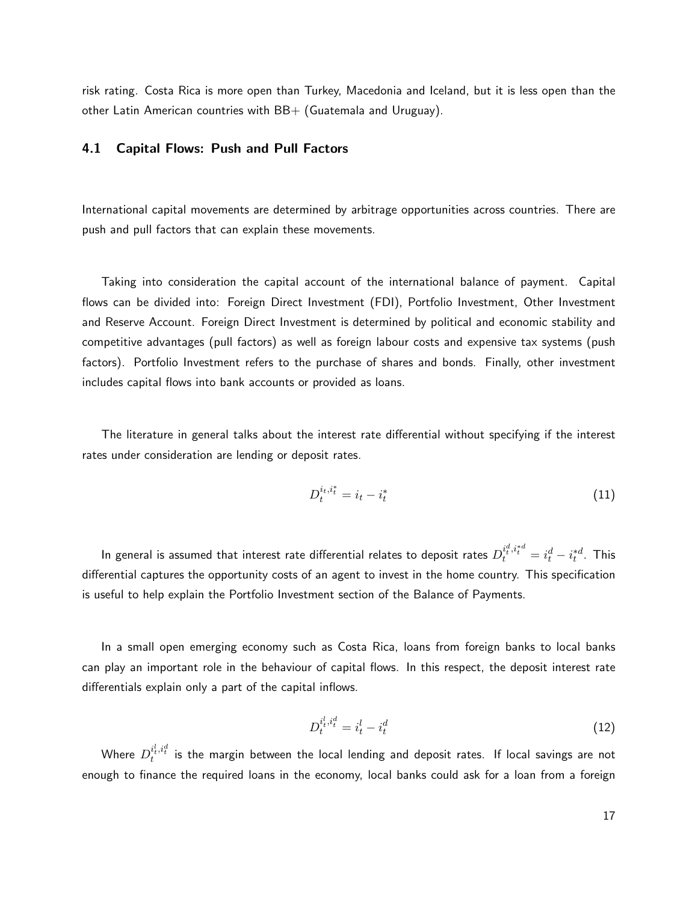risk rating. Costa Rica is more open than Turkey, Macedonia and Iceland, but it is less open than the other Latin American countries with BB+ (Guatemala and Uruguay).

### 4.1 Capital Flows: Push and Pull Factors

International capital movements are determined by arbitrage opportunities across countries. There are push and pull factors that can explain these movements.

Taking into consideration the capital account of the international balance of payment. Capital flows can be divided into: Foreign Direct Investment (FDI), Portfolio Investment, Other Investment and Reserve Account. Foreign Direct Investment is determined by political and economic stability and competitive advantages (pull factors) as well as foreign labour costs and expensive tax systems (push factors). Portfolio Investment refers to the purchase of shares and bonds. Finally, other investment includes capital flows into bank accounts or provided as loans.

The literature in general talks about the interest rate differential without specifying if the interest rates under consideration are lending or deposit rates.

$$D_t^{i_t, i_t^*} = i_t - i_t^* \tag{11}$$

In general is assumed that interest rate differential relates to deposit rates $D_t^{i_t^d, i_t^{*d}} = i_t^d - i_t^{*d}$. This differential captures the opportunity costs of an agent to invest in the home country. This specification is useful to help explain the Portfolio Investment section of the Balance of Payments.

In a small open emerging economy such as Costa Rica, loans from foreign banks to local banks can play an important role in the behaviour of capital flows. In this respect, the deposit interest rate differentials explain only a part of the capital inflows.

$$D_t^{i_t^l, i_t^d} = i_t^l - i_t^d \tag{12}$$

Where $D_t^{i_t^l, i_t^d}$ is the margin between the local lending and deposit rates. If local savings are not enough to finance the required loans in the economy, local banks could ask for a loan from a foreign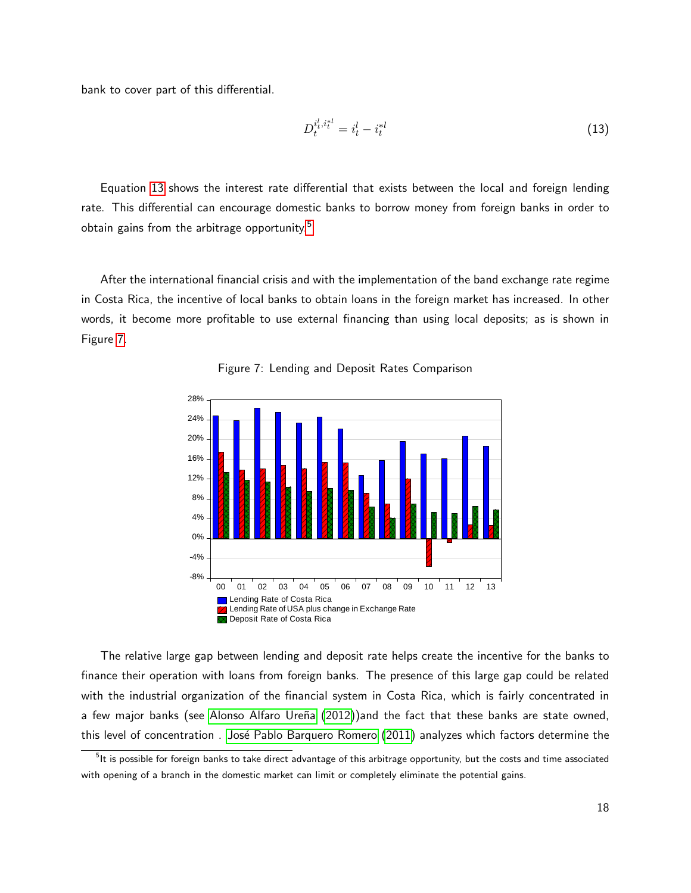bank to cover part of this differential.

$$D_t^{i_t^l, i_t^{*l}} = i_t^l - i_t^{*l} \tag{13}$$

Equation 13 shows the interest rate differential that exists between the local and foreign lending rate. This differential can encourage domestic banks to borrow money from foreign banks in order to obtain gains from the arbitrage opportunity[5].

After the international financial crisis and with the implementation of the band exchange rate regime in Costa Rica, the incentive of local banks to obtain loans in the foreign market has increased. In other words, it become more profitable to use external financing than using local deposits; as is shown in Figure 7.

Figure 7: Lending and Deposit Rates Comparison

28%
24%
20%
16%
12%
8%
4%
0%
-4%
-8%

00 01 02 03 04 05 06 07 08 09 10 11 12 13

Lending Rate of Costa Rica
Lending Rate of USA plus change in Exchange Rate
Deposit Rate of Costa Rica

The relative large gap between lending and deposit rate helps create the incentive for the banks to finance their operation with loans from foreign banks. The presence of this large gap could be related with the industrial organization of the financial system in Costa Rica, which is fairly concentrated in a few major banks (see Alonso Alfaro Ureña (2012))and the fact that these banks are state owned, this level of concentration . José Pablo Barquero Romero (2011) analyzes which factors determine the

[5] It is possible for foreign banks to take direct advantage of this arbitrage opportunity, but the costs and time associated with opening of a branch in the domestic market can limit or completely eliminate the potential gains.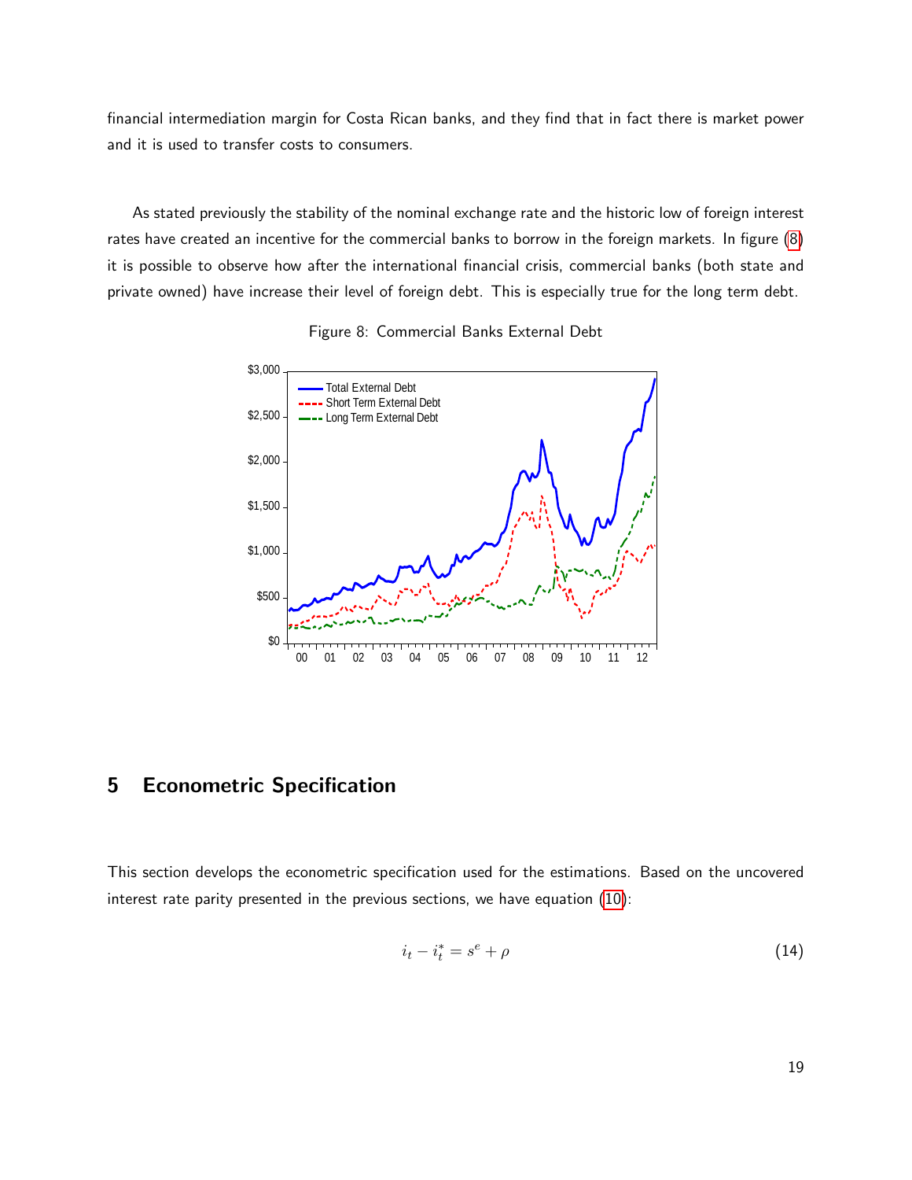financial intermediation margin for Costa Rican banks, and they find that in fact there is market power and it is used to transfer costs to consumers.

As stated previously the stability of the nominal exchange rate and the historic low of foreign interest rates have created an incentive for the commercial banks to borrow in the foreign markets. In figure (8) it is possible to observe how after the international financial crisis, commercial banks (both state and private owned) have increase their level of foreign debt. This is especially true for the long term debt.

Figure 8: Commercial Banks External Debt

## 5 Econometric Specification

This section develops the econometric specification used for the estimations. Based on the uncovered interest rate parity presented in the previous sections, we have equation (10):

$$i_t - i_t^* = s^e + \rho \tag{14}$$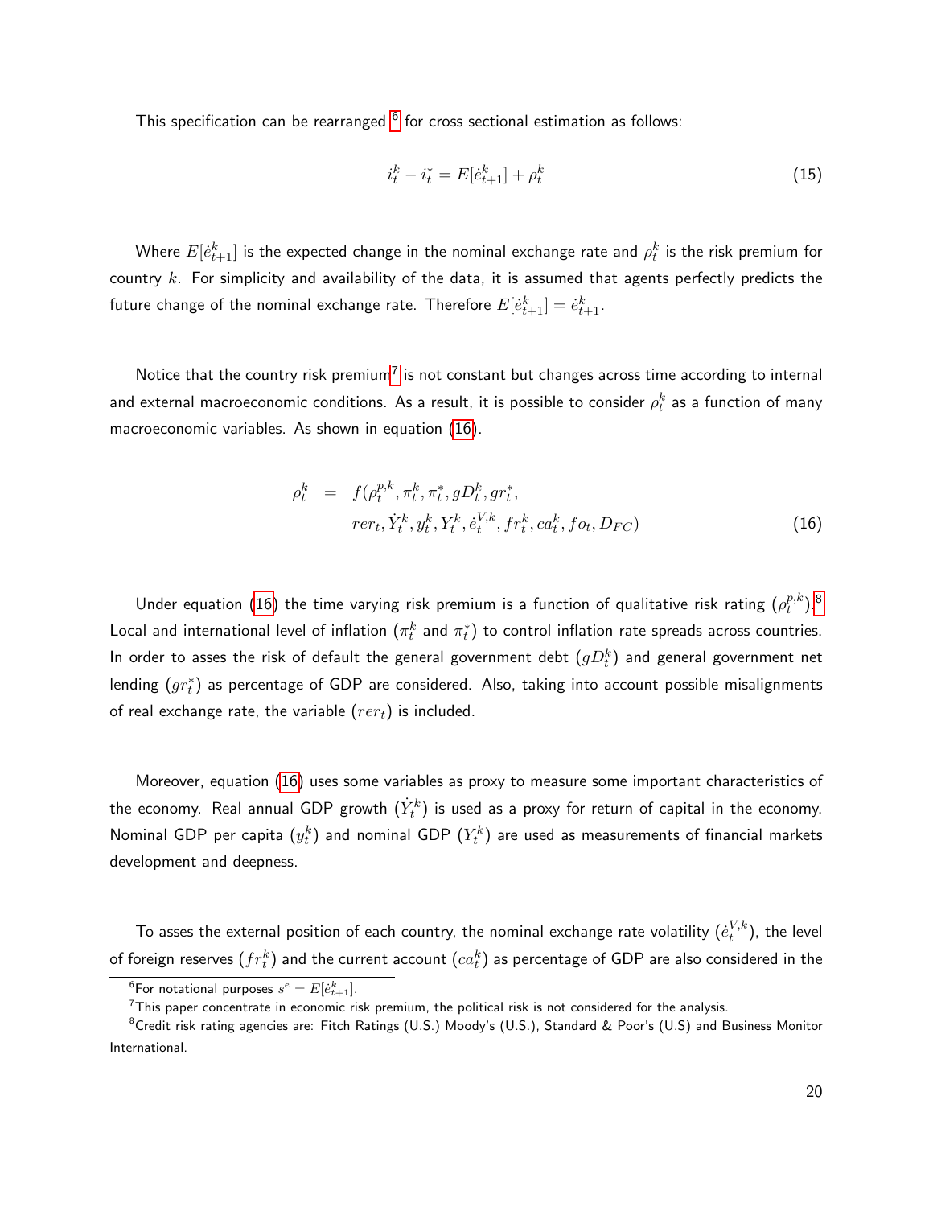This specification can be rearranged [6] for cross sectional estimation as follows:

$$i_t^k - i_t^* = E[\dot{e}_{t+1}^k] + \rho_t^k \tag{15}$$

Where $E[\dot{e}_{t+1}^k]$ is the expected change in the nominal exchange rate and $\rho_t^k$ is the risk premium for country $k$. For simplicity and availability of the data, it is assumed that agents perfectly predicts the future change of the nominal exchange rate. Therefore $E[\dot{e}_{t+1}^k] = \dot{e}_{t+1}^k$.

Notice that the country risk premium[7] is not constant but changes across time according to internal and external macroeconomic conditions. As a result, it is possible to consider $\rho_t^k$ as a function of many macroeconomic variables. As shown in equation (16).

$$\begin{aligned}\rho_t^k &= f(\rho_t^{p,k}, \pi_t^k, \pi_t^*, gD_t^k, gr_t^*, \\ &\qquad rer_t, \dot{Y}_t^k, y_t^k, Y_t^k, \dot{e}_t^{V,k}, fr_t^k, ca_t^k, fo_t, D_{FC})\end{aligned} \tag{16}$$

Under equation (16) the time varying risk premium is a function of qualitative risk rating ($\rho_t^{p,k}$).[8] Local and international level of inflation ($\pi_t^k$ and $\pi_t^*$) to control inflation rate spreads across countries. In order to asses the risk of default the general government debt ($gD_t^k$) and general government net lending ($gr_t^*$) as percentage of GDP are considered. Also, taking into account possible misalignments of real exchange rate, the variable ($rer_t$) is included.

Moreover, equation (16) uses some variables as proxy to measure some important characteristics of the economy. Real annual GDP growth ($\dot{Y}_t^k$) is used as a proxy for return of capital in the economy. Nominal GDP per capita ($y_t^k$) and nominal GDP ($Y_t^k$) are used as measurements of financial markets development and deepness.

To asses the external position of each country, the nominal exchange rate volatility ($\dot{e}_t^{V,k}$), the level of foreign reserves ($fr_t^k$) and the current account ($ca_t^k$) as percentage of GDP are also considered in the

[6] For notational purposes $s^e = E[\dot{e}_{t+1}^k]$.

[7] This paper concentrate in economic risk premium, the political risk is not considered for the analysis.

[8] Credit risk rating agencies are: Fitch Ratings (U.S.) Moody's (U.S.), Standard & Poor's (U.S) and Business Monitor International.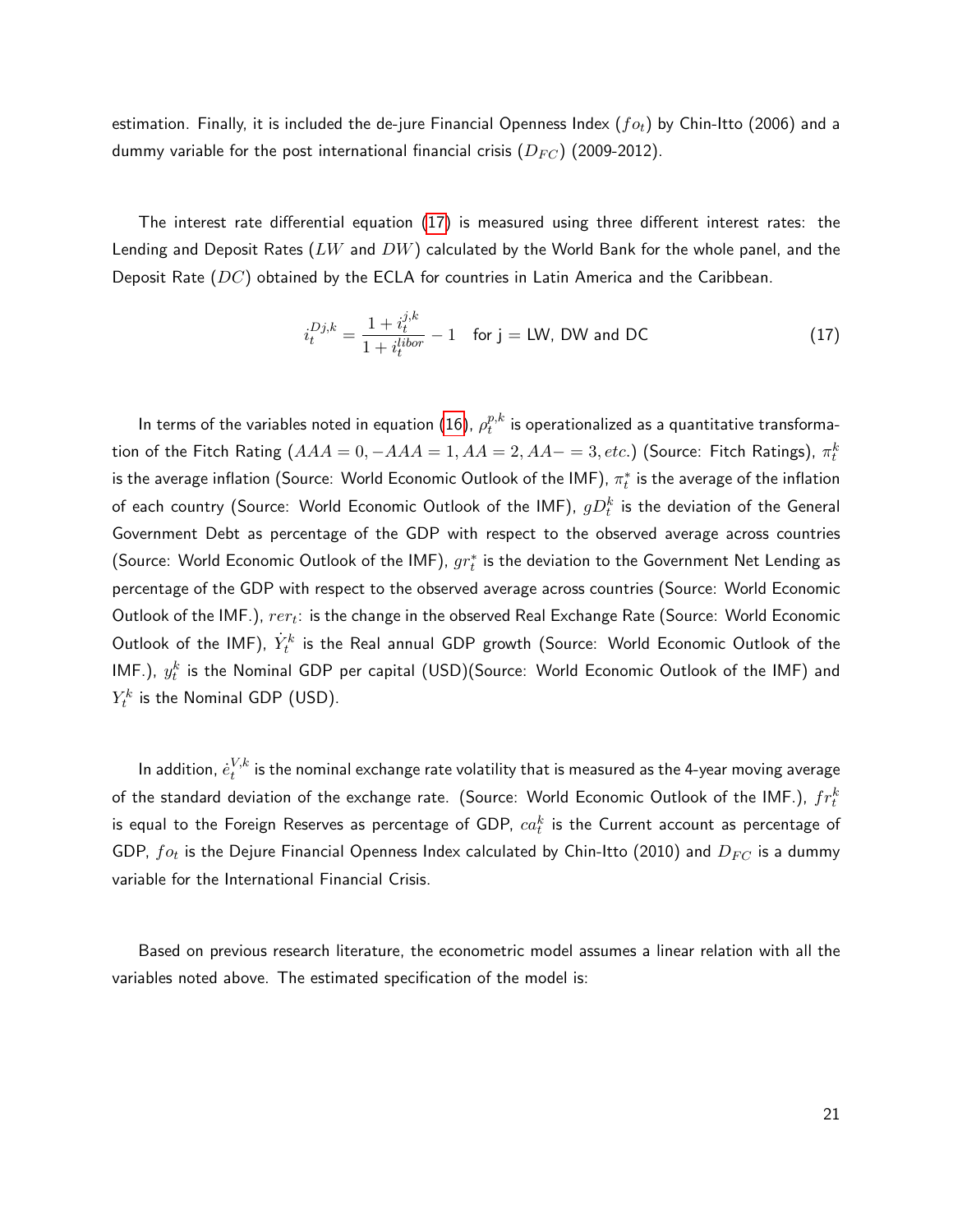estimation. Finally, it is included the de-jure Financial Openness Index ($fo_t$) by Chin-Itto (2006) and a dummy variable for the post international financial crisis ($D_{FC}$) (2009-2012).

The interest rate differential equation (17) is measured using three different interest rates: the Lending and Deposit Rates ($LW$ and $DW$) calculated by the World Bank for the whole panel, and the Deposit Rate ($DC$) obtained by the ECLA for countries in Latin America and the Caribbean.

$$i_t^{Dj,k} = \frac{1 + i_t^{j,k}}{1 + i_t^{libor}} - 1 \quad \text{for j = LW, DW and DC} \tag{17}$$

In terms of the variables noted in equation (16), $\rho_t^{p,k}$ is operationalized as a quantitative transformation of the Fitch Rating ($AAA = 0, -AAA = 1, AA = 2, AA- = 3, etc.$) (Source: Fitch Ratings), $\pi_t^k$ is the average inflation (Source: World Economic Outlook of the IMF), $\pi_t^*$ is the average of the inflation of each country (Source: World Economic Outlook of the IMF), $gD_t^k$ is the deviation of the General Government Debt as percentage of the GDP with respect to the observed average across countries (Source: World Economic Outlook of the IMF), $gr_t^*$ is the deviation to the Government Net Lending as percentage of the GDP with respect to the observed average across countries (Source: World Economic Outlook of the IMF.), $rer_t$: is the change in the observed Real Exchange Rate (Source: World Economic Outlook of the IMF), $\dot{Y}_t^k$ is the Real annual GDP growth (Source: World Economic Outlook of the IMF.), $y_t^k$ is the Nominal GDP per capital (USD)(Source: World Economic Outlook of the IMF) and $Y_t^k$ is the Nominal GDP (USD).

In addition, $\dot{e}_t^{V,k}$ is the nominal exchange rate volatility that is measured as the 4-year moving average of the standard deviation of the exchange rate. (Source: World Economic Outlook of the IMF.), $fr_t^k$ is equal to the Foreign Reserves as percentage of GDP, $ca_t^k$ is the Current account as percentage of GDP, $fo_t$ is the Dejure Financial Openness Index calculated by Chin-Itto (2010) and $D_{FC}$ is a dummy variable for the International Financial Crisis.

Based on previous research literature, the econometric model assumes a linear relation with all the variables noted above. The estimated specification of the model is: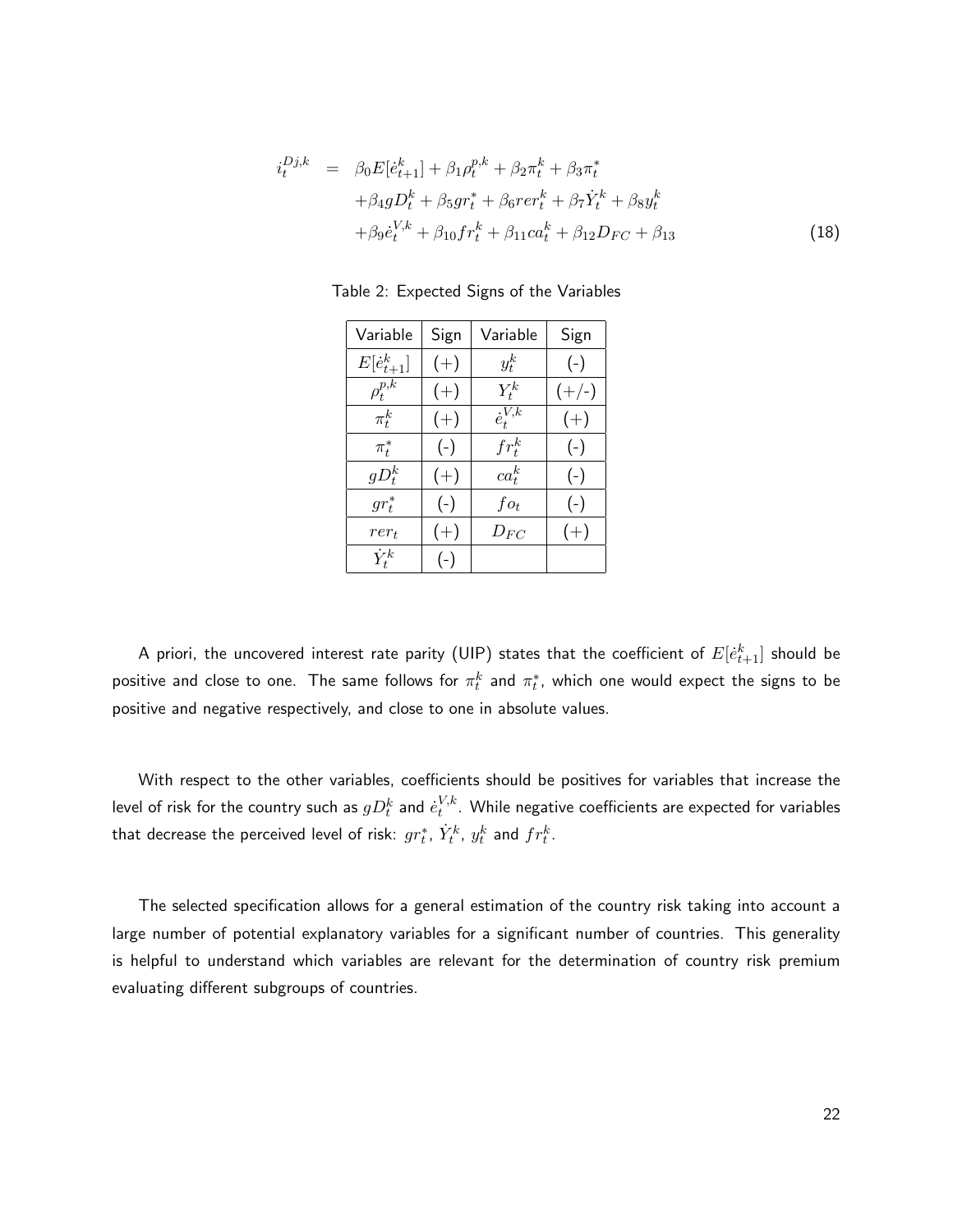$$
\begin{aligned}
i_t^{Dj,k} &= \beta_0 E[\dot{e}_{t+1}^k] + \beta_1 \rho_t^{p,k} + \beta_2 \pi_t^k + \beta_3 \pi_t^* \\
&\quad + \beta_4 gD_t^k + \beta_5 gr_t^* + \beta_6 rer_t^k + \beta_7 \dot{Y}_t^k + \beta_8 y_t^k \\
&\quad + \beta_9 \dot{e}_t^{V,k} + \beta_{10} fr_t^k + \beta_{11} ca_t^k + \beta_{12} D_{FC} + \beta_{13} \qquad (18)
\end{aligned}
$$

Table 2: Expected Signs of the Variables

| Variable | Sign | Variable | Sign |
|---|---|---|---|
| $E[\dot{e}_{t+1}^k]$ | (+) | $y_t^k$ | (-) |
| $\rho_t^{p,k}$ | (+) | $Y_t^k$ | (+/-) |
| $\pi_t^k$ | (+) | $\dot{e}_t^{V,k}$ | (+) |
| $\pi_t^*$ | (-) | $fr_t^k$ | (-) |
| $gD_t^k$ | (+) | $ca_t^k$ | (-) |
| $gr_t^*$ | (-) | $fo_t$ | (-) |
| $rer_t$ | (+) | $D_{FC}$ | (+) |
| $\dot{Y}_t^k$ | (-) | | |

A priori, the uncovered interest rate parity (UIP) states that the coefficient of $E[\dot{e}_{t+1}^k]$ should be positive and close to one. The same follows for $\pi_t^k$ and $\pi_t^*$, which one would expect the signs to be positive and negative respectively, and close to one in absolute values.

With respect to the other variables, coefficients should be positives for variables that increase the level of risk for the country such as $gD_t^k$ and $\dot{e}_t^{V,k}$. While negative coefficients are expected for variables that decrease the perceived level of risk: $gr_t^*$, $\dot{Y}_t^k$, $y_t^k$ and $fr_t^k$.

The selected specification allows for a general estimation of the country risk taking into account a large number of potential explanatory variables for a significant number of countries. This generality is helpful to understand which variables are relevant for the determination of country risk premium evaluating different subgroups of countries.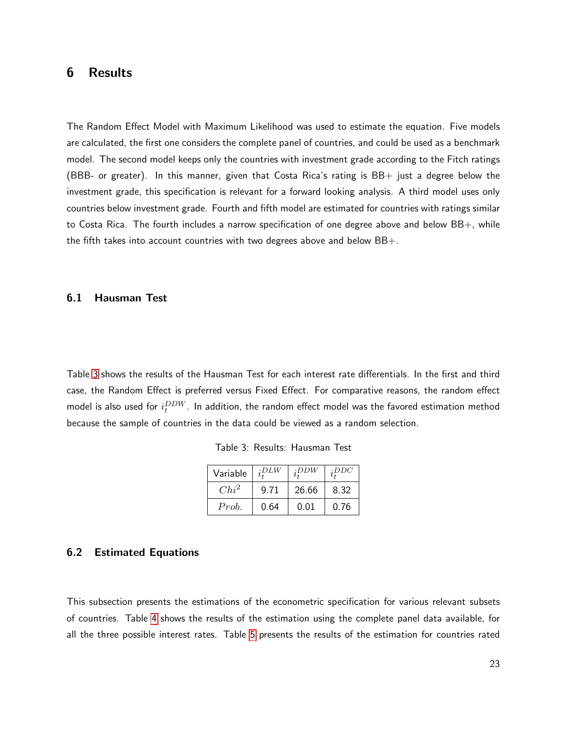# 6 Results

The Random Effect Model with Maximum Likelihood was used to estimate the equation. Five models are calculated, the first one considers the complete panel of countries, and could be used as a benchmark model. The second model keeps only the countries with investment grade according to the Fitch ratings (BBB- or greater). In this manner, given that Costa Rica's rating is BB+ just a degree below the investment grade, this specification is relevant for a forward looking analysis. A third model uses only countries below investment grade. Fourth and fifth model are estimated for countries with ratings similar to Costa Rica. The fourth includes a narrow specification of one degree above and below BB+, while the fifth takes into account countries with two degrees above and below BB+.

## 6.1 Hausman Test

Table 3 shows the results of the Hausman Test for each interest rate differentials. In the first and third case, the Random Effect is preferred versus Fixed Effect. For comparative reasons, the random effect model is also used for $i_t^{DDW}$. In addition, the random effect model was the favored estimation method because the sample of countries in the data could be viewed as a random selection.

Table 3: Results: Hausman Test

| Variable | $i_t^{DLW}$ | $i_t^{DDW}$ | $i_t^{DDC}$ |
|---|---|---|---|
| $Chi^2$ | 9.71 | 26.66 | 8.32 |
| $Prob.$ | 0.64 | 0.01 | 0.76 |

## 6.2 Estimated Equations

This subsection presents the estimations of the econometric specification for various relevant subsets of countries. Table 4 shows the results of the estimation using the complete panel data available, for all the three possible interest rates. Table 5 presents the results of the estimation for countries rated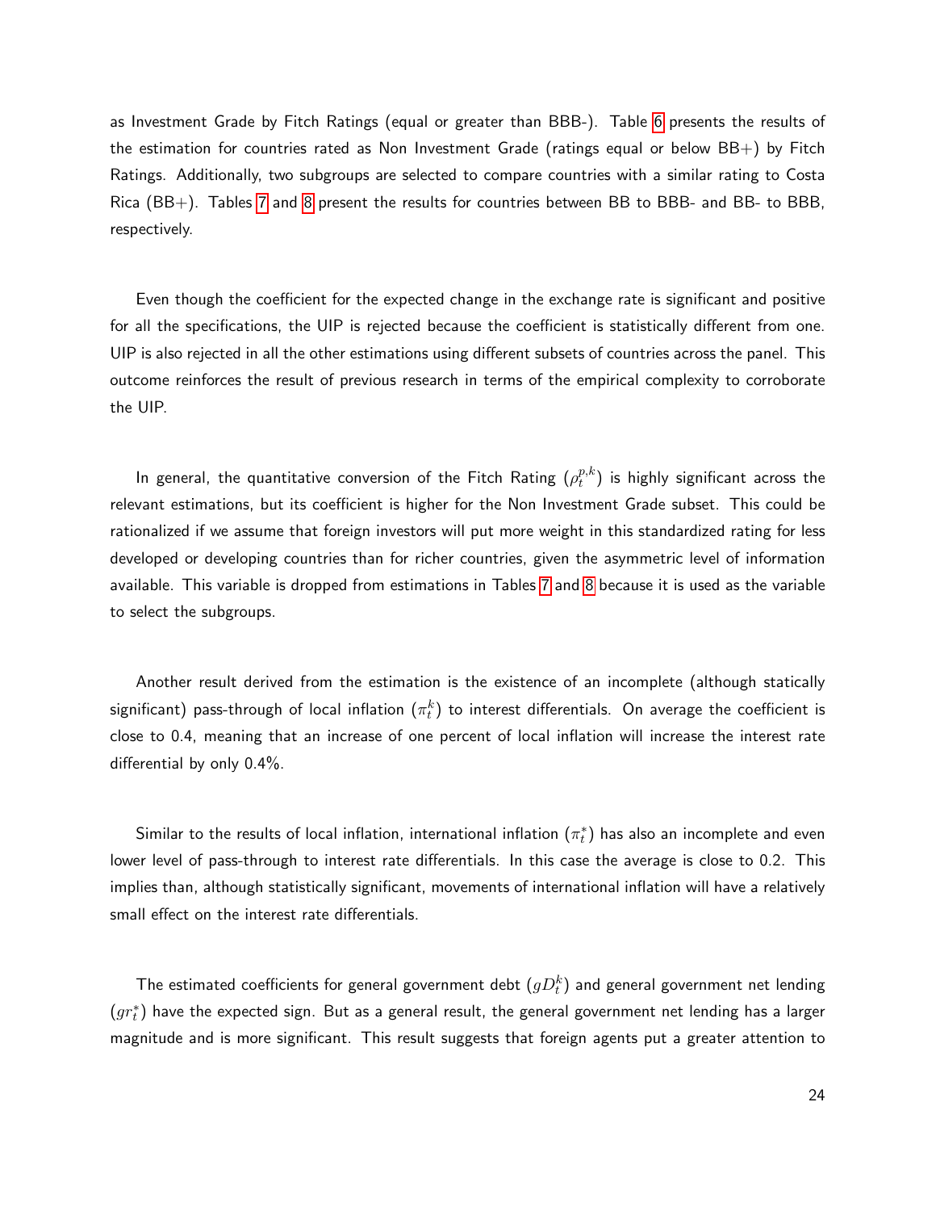as Investment Grade by Fitch Ratings (equal or greater than BBB-). Table 6 presents the results of the estimation for countries rated as Non Investment Grade (ratings equal or below BB+) by Fitch Ratings. Additionally, two subgroups are selected to compare countries with a similar rating to Costa Rica (BB+). Tables 7 and 8 present the results for countries between BB to BBB- and BB- to BBB, respectively.

Even though the coefficient for the expected change in the exchange rate is significant and positive for all the specifications, the UIP is rejected because the coefficient is statistically different from one. UIP is also rejected in all the other estimations using different subsets of countries across the panel. This outcome reinforces the result of previous research in terms of the empirical complexity to corroborate the UIP.

In general, the quantitative conversion of the Fitch Rating ($\rho_t^{p,k}$) is highly significant across the relevant estimations, but its coefficient is higher for the Non Investment Grade subset. This could be rationalized if we assume that foreign investors will put more weight in this standardized rating for less developed or developing countries than for richer countries, given the asymmetric level of information available. This variable is dropped from estimations in Tables 7 and 8 because it is used as the variable to select the subgroups.

Another result derived from the estimation is the existence of an incomplete (although statically significant) pass-through of local inflation ($\pi_t^k$) to interest differentials. On average the coefficient is close to 0.4, meaning that an increase of one percent of local inflation will increase the interest rate differential by only 0.4%.

Similar to the results of local inflation, international inflation ($\pi_t^*$) has also an incomplete and even lower level of pass-through to interest rate differentials. In this case the average is close to 0.2. This implies than, although statistically significant, movements of international inflation will have a relatively small effect on the interest rate differentials.

The estimated coefficients for general government debt ($gD_t^k$) and general government net lending ($gr_t^*$) have the expected sign. But as a general result, the general government net lending has a larger magnitude and is more significant. This result suggests that foreign agents put a greater attention to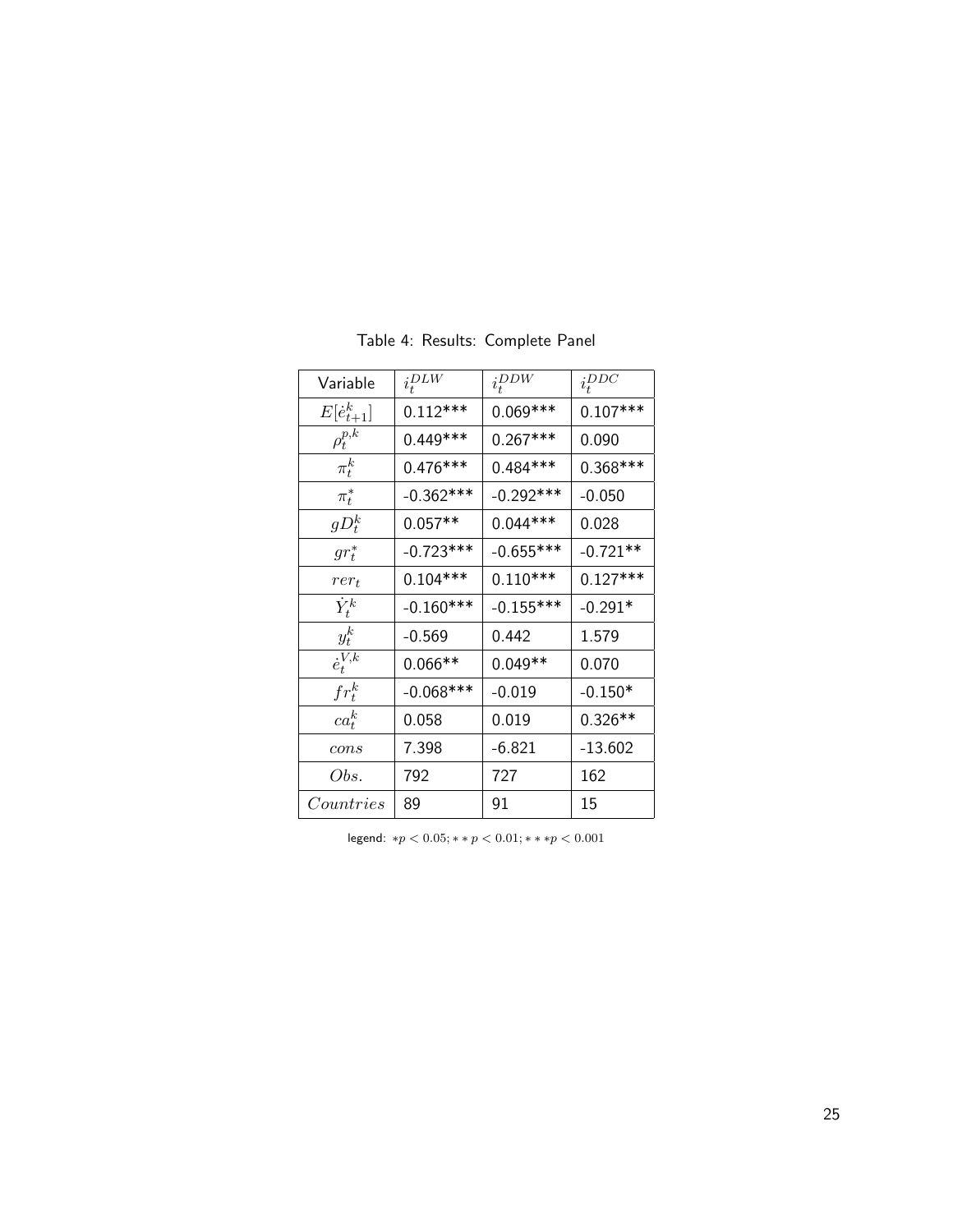Table 4: Results: Complete Panel

| Variable | $i_t^{DLW}$ | $i_t^{DDW}$ | $i_t^{DDC}$ |
|---|---|---|---|
| $E[\dot{e}_{t+1}^k]$ | 0.112*** | 0.069*** | 0.107*** |
| $\rho_t^{p,k}$ | 0.449*** | 0.267*** | 0.090 |
| $\pi_t^k$ | 0.476*** | 0.484*** | 0.368*** |
| $\pi_t^*$ | -0.362*** | -0.292*** | -0.050 |
| $gD_t^k$ | 0.057** | 0.044*** | 0.028 |
| $gr_t^*$ | -0.723*** | -0.655*** | -0.721** |
| $rer_t$ | 0.104*** | 0.110*** | 0.127*** |
| $\dot{Y}_t^k$ | -0.160*** | -0.155*** | -0.291* |
| $y_t^k$ | -0.569 | 0.442 | 1.579 |
| $\dot{e}_t^{V,k}$ | 0.066** | 0.049** | 0.070 |
| $fr_t^k$ | -0.068*** | -0.019 | -0.150* |
| $ca_t^k$ | 0.058 | 0.019 | 0.326** |
| $cons$ | 7.398 | -6.821 | -13.602 |
| $Obs.$ | 792 | 727 | 162 |
| $Countries$ | 89 | 91 | 15 |

legend: $*p < 0.05; **p < 0.01; ***p < 0.001$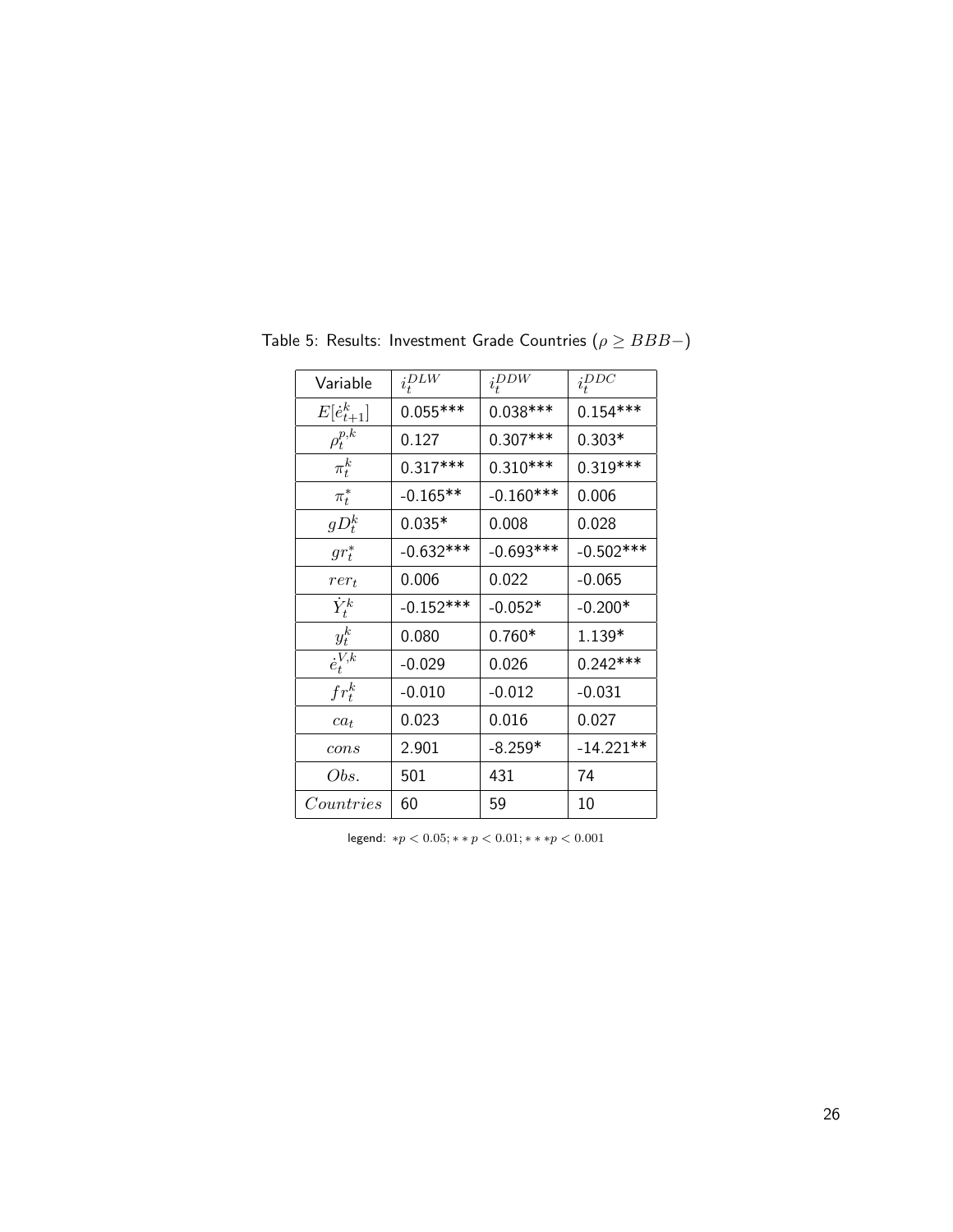Table 5: Results: Investment Grade Countries ($\rho \geq BBB-$)

| Variable | $i_t^{DLW}$ | $i_t^{DDW}$ | $i_t^{DDC}$ |
|---|---|---|---|
| $E[\dot{e}_{t+1}^k]$ | 0.055*** | 0.038*** | 0.154*** |
| $\rho_t^{p,k}$ | 0.127 | 0.307*** | 0.303* |
| $\pi_t^k$ | 0.317*** | 0.310*** | 0.319*** |
| $\pi_t^*$ | -0.165** | -0.160*** | 0.006 |
| $gD_t^k$ | 0.035* | 0.008 | 0.028 |
| $gr_t^*$ | -0.632*** | -0.693*** | -0.502*** |
| $rer_t$ | 0.006 | 0.022 | -0.065 |
| $\dot{Y}_t^k$ | -0.152*** | -0.052* | -0.200* |
| $y_t^k$ | 0.080 | 0.760* | 1.139* |
| $\dot{e}_t^{V,k}$ | -0.029 | 0.026 | 0.242*** |
| $fr_t^k$ | -0.010 | -0.012 | -0.031 |
| $ca_t$ | 0.023 | 0.016 | 0.027 |
| $cons$ | 2.901 | -8.259* | -14.221** |
| $Obs.$ | 501 | 431 | 74 |
| $Countries$ | 60 | 59 | 10 |

legend: $*p < 0.05; **p < 0.01; ***p < 0.001$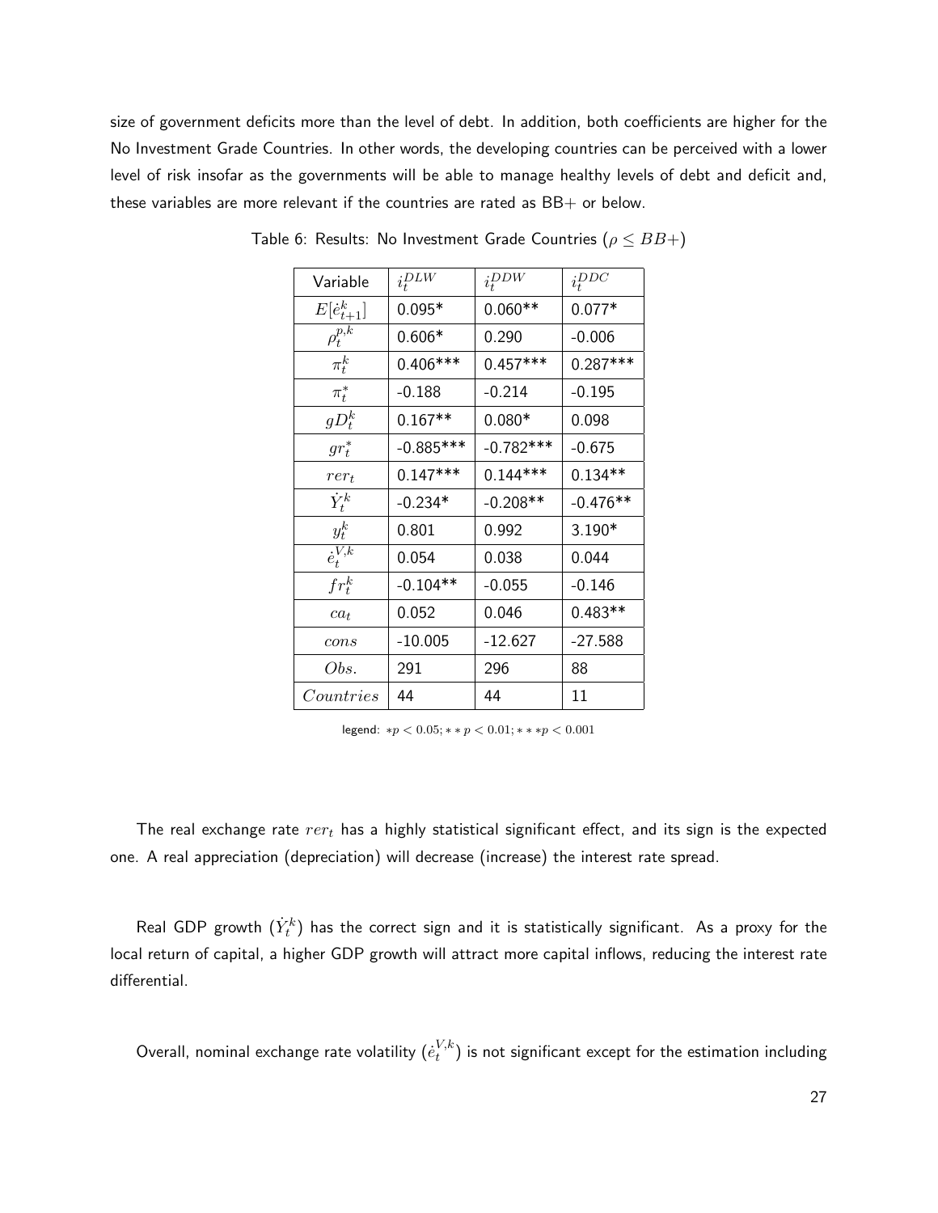size of government deficits more than the level of debt. In addition, both coefficients are higher for the No Investment Grade Countries. In other words, the developing countries can be perceived with a lower level of risk insofar as the governments will be able to manage healthy levels of debt and deficit and, these variables are more relevant if the countries are rated as BB+ or below.

Table 6: Results: No Investment Grade Countries ($\rho \leq BB+$)

| Variable | $i_t^{DLW}$ | $i_t^{DDW}$ | $i_t^{DDC}$ |
|---|---|---|---|
| $E[\dot{e}_{t+1}^k]$ | 0.095* | 0.060** | 0.077* |
| $\rho_t^{p,k}$ | 0.606* | 0.290 | -0.006 |
| $\pi_t^k$ | 0.406*** | 0.457*** | 0.287*** |
| $\pi_t^*$ | -0.188 | -0.214 | -0.195 |
| $gD_t^k$ | 0.167** | 0.080* | 0.098 |
| $gr_t^*$ | -0.885*** | -0.782*** | -0.675 |
| $rer_t$ | 0.147*** | 0.144*** | 0.134** |
| $\dot{Y}_t^k$ | -0.234* | -0.208** | -0.476** |
| $y_t^k$ | 0.801 | 0.992 | 3.190* |
| $\dot{e}_t^{V,k}$ | 0.054 | 0.038 | 0.044 |
| $fr_t^k$ | -0.104** | -0.055 | -0.146 |
| $ca_t$ | 0.052 | 0.046 | 0.483** |
| $cons$ | -10.005 | -12.627 | -27.588 |
| $Obs.$ | 291 | 296 | 88 |
| $Countries$ | 44 | 44 | 11 |

legend: $*p < 0.05; **p < 0.01; ***p < 0.001$

The real exchange rate $rer_t$ has a highly statistical significant effect, and its sign is the expected one. A real appreciation (depreciation) will decrease (increase) the interest rate spread.

Real GDP growth ($\dot{Y}_t^k$) has the correct sign and it is statistically significant. As a proxy for the local return of capital, a higher GDP growth will attract more capital inflows, reducing the interest rate differential.

Overall, nominal exchange rate volatility ($\dot{e}_t^{V,k}$) is not significant except for the estimation including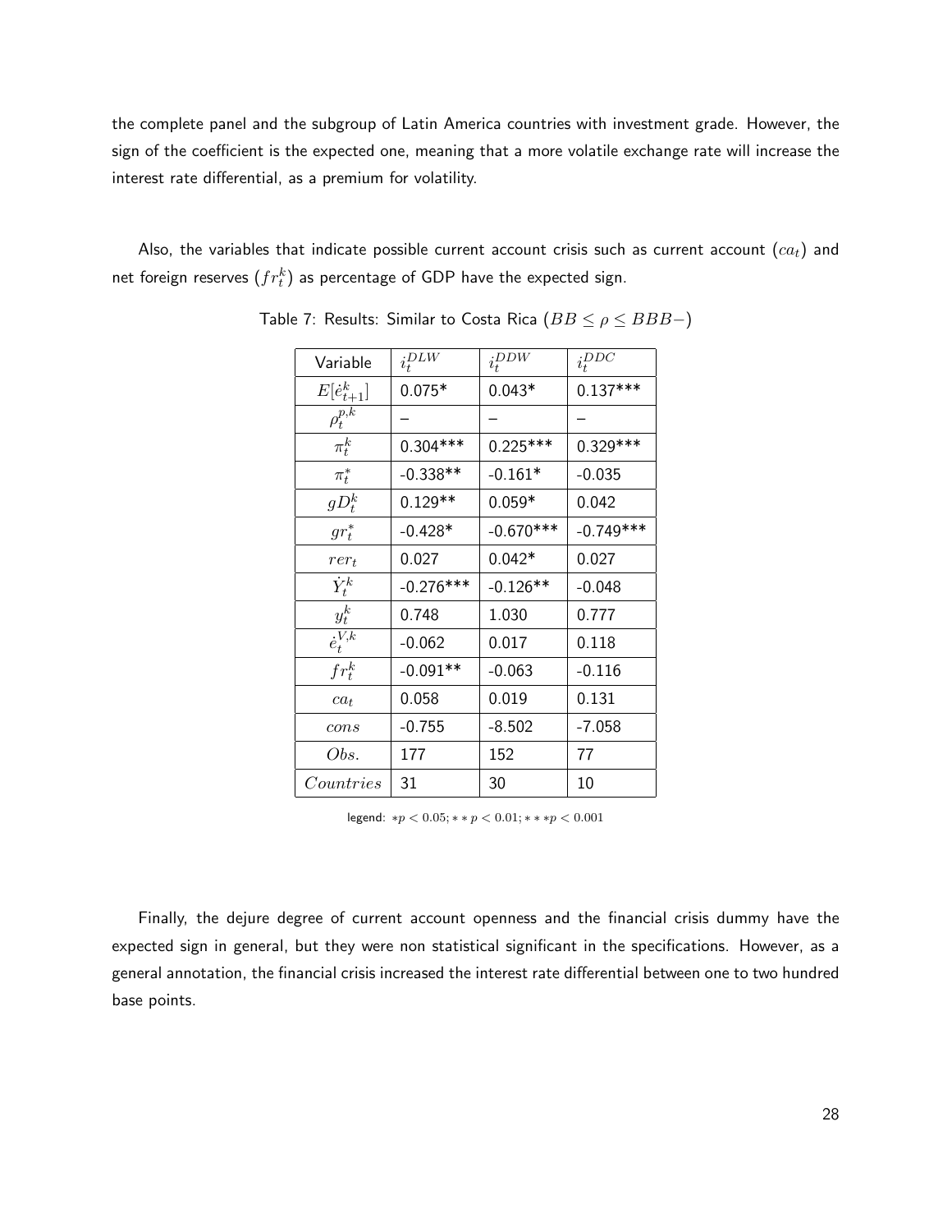the complete panel and the subgroup of Latin America countries with investment grade. However, the sign of the coefficient is the expected one, meaning that a more volatile exchange rate will increase the interest rate differential, as a premium for volatility.

Also, the variables that indicate possible current account crisis such as current account ($ca_t$) and net foreign reserves ($fr_t^k$) as percentage of GDP have the expected sign.

Table 7: Results: Similar to Costa Rica ($BB \leq \rho \leq BBB-$)

| Variable | $i_t^{DLW}$ | $i_t^{DDW}$ | $i_t^{DDC}$ |
|---|---|---|---|
| $E[\dot{e}_{t+1}^k]$ | 0.075* | 0.043* | 0.137*** |
| $\rho_t^{p,k}$ | – | – | – |
| $\pi_t^k$ | 0.304*** | 0.225*** | 0.329*** |
| $\pi_t^*$ | -0.338** | -0.161* | -0.035 |
| $gD_t^k$ | 0.129** | 0.059* | 0.042 |
| $gr_t^*$ | -0.428* | -0.670*** | -0.749*** |
| $rer_t$ | 0.027 | 0.042* | 0.027 |
| $\dot{Y}_t^k$ | -0.276*** | -0.126** | -0.048 |
| $y_t^k$ | 0.748 | 1.030 | 0.777 |
| $\dot{e}_t^{V,k}$ | -0.062 | 0.017 | 0.118 |
| $fr_t^k$ | -0.091** | -0.063 | -0.116 |
| $ca_t$ | 0.058 | 0.019 | 0.131 |
| $cons$ | -0.755 | -8.502 | -7.058 |
| $Obs.$ | 177 | 152 | 77 |
| $Countries$ | 31 | 30 | 10 |

legend: $*p < 0.05; **p < 0.01; ***p < 0.001$

Finally, the dejure degree of current account openness and the financial crisis dummy have the expected sign in general, but they were non statistical significant in the specifications. However, as a general annotation, the financial crisis increased the interest rate differential between one to two hundred base points.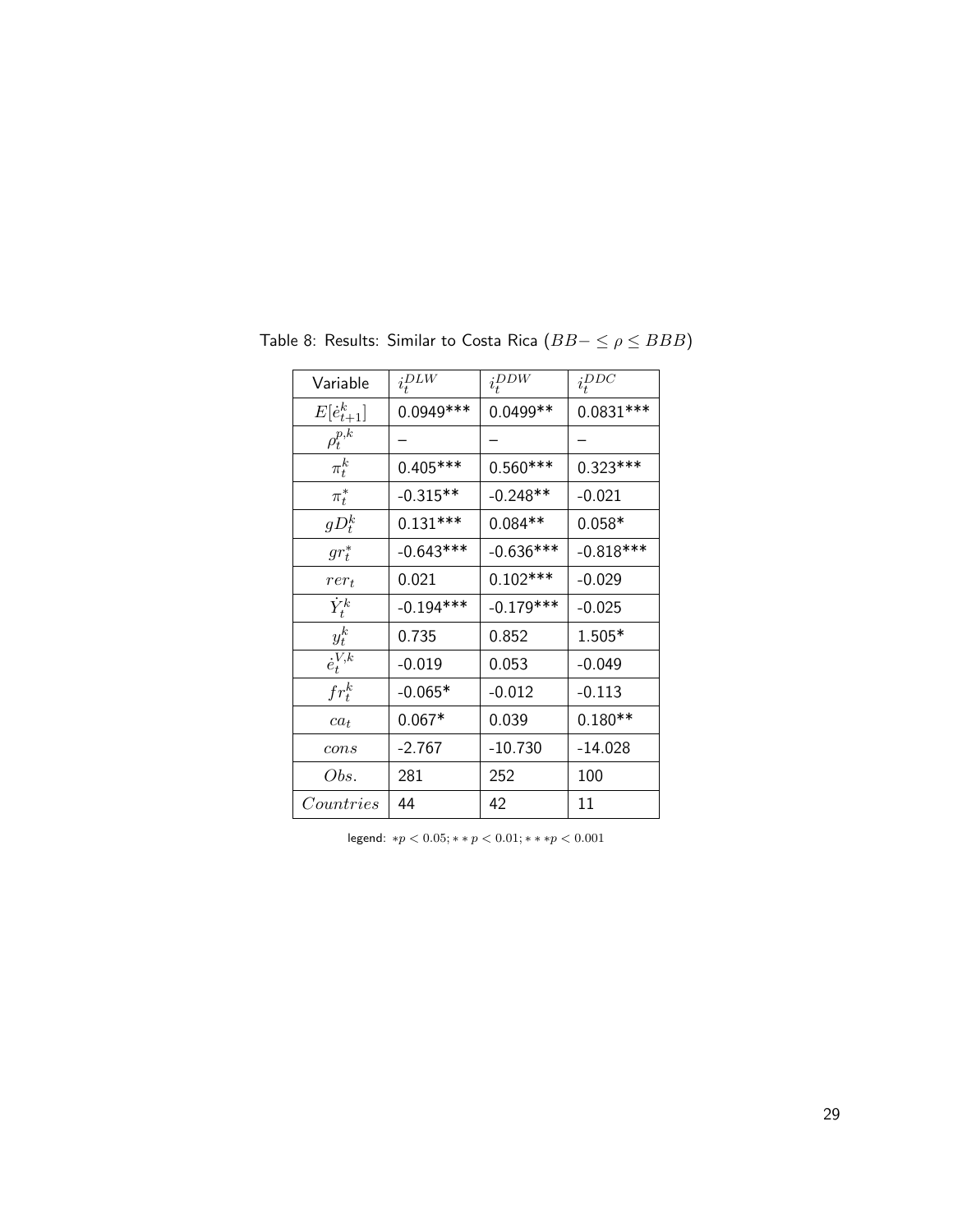Table 8: Results: Similar to Costa Rica ($BB- \leq \rho \leq BBB$)

| Variable | $i_t^{DLW}$ | $i_t^{DDW}$ | $i_t^{DDC}$ |
| --- | --- | --- | --- |
| $E[\dot{e}_{t+1}^k]$ | 0.0949*** | 0.0499** | 0.0831*** |
| $\rho_t^{p,k}$ | – | – | – |
| $\pi_t^k$ | 0.405*** | 0.560*** | 0.323*** |
| $\pi_t^*$ | -0.315** | -0.248** | -0.021 |
| $gD_t^k$ | 0.131*** | 0.084** | 0.058* |
| $gr_t^*$ | -0.643*** | -0.636*** | -0.818*** |
| $rer_t$ | 0.021 | 0.102*** | -0.029 |
| $\dot{Y}_t^k$ | -0.194*** | -0.179*** | -0.025 |
| $y_t^k$ | 0.735 | 0.852 | 1.505* |
| $\dot{e}_t^{V,k}$ | -0.019 | 0.053 | -0.049 |
| $fr_t^k$ | -0.065* | -0.012 | -0.113 |
| $ca_t$ | 0.067* | 0.039 | 0.180** |
| $cons$ | -2.767 | -10.730 | -14.028 |
| $Obs.$ | 281 | 252 | 100 |
| $Countries$ | 44 | 42 | 11 |

legend: $*p < 0.05; **p < 0.01; ***p < 0.001$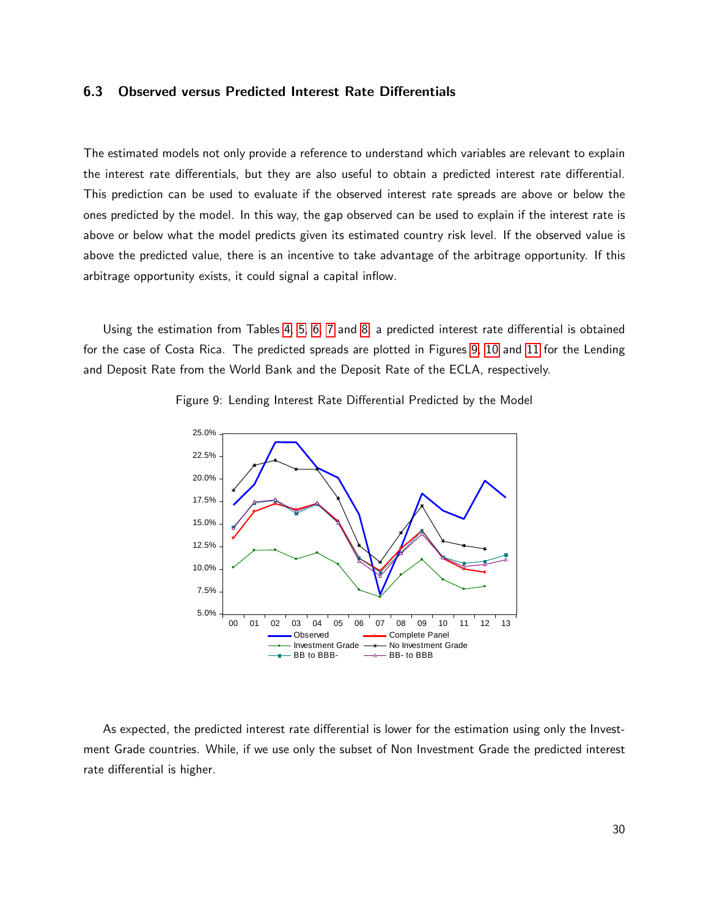### 6.3 Observed versus Predicted Interest Rate Differentials

The estimated models not only provide a reference to understand which variables are relevant to explain the interest rate differentials, but they are also useful to obtain a predicted interest rate differential. This prediction can be used to evaluate if the observed interest rate spreads are above or below the ones predicted by the model. In this way, the gap observed can be used to explain if the interest rate is above or below what the model predicts given its estimated country risk level. If the observed value is above the predicted value, there is an incentive to take advantage of the arbitrage opportunity. If this arbitrage opportunity exists, it could signal a capital inflow.

Using the estimation from Tables 4, 5, 6, 7 and 8, a predicted interest rate differential is obtained for the case of Costa Rica. The predicted spreads are plotted in Figures 9, 10 and 11 for the Lending and Deposit Rate from the World Bank and the Deposit Rate of the ECLA, respectively.

Figure 9: Lending Interest Rate Differential Predicted by the Model

25.0%
22.5%
20.0%
17.5%
15.0%
12.5%
10.0%
7.5%
5.0%

00 01 02 03 04 05 06 07 08 09 10 11 12 13

Observed
Complete Panel
Investment Grade
No Investment Grade
BB to BBB-
BB- to BBB

As expected, the predicted interest rate differential is lower for the estimation using only the Investment Grade countries. While, if we use only the subset of Non Investment Grade the predicted interest rate differential is higher.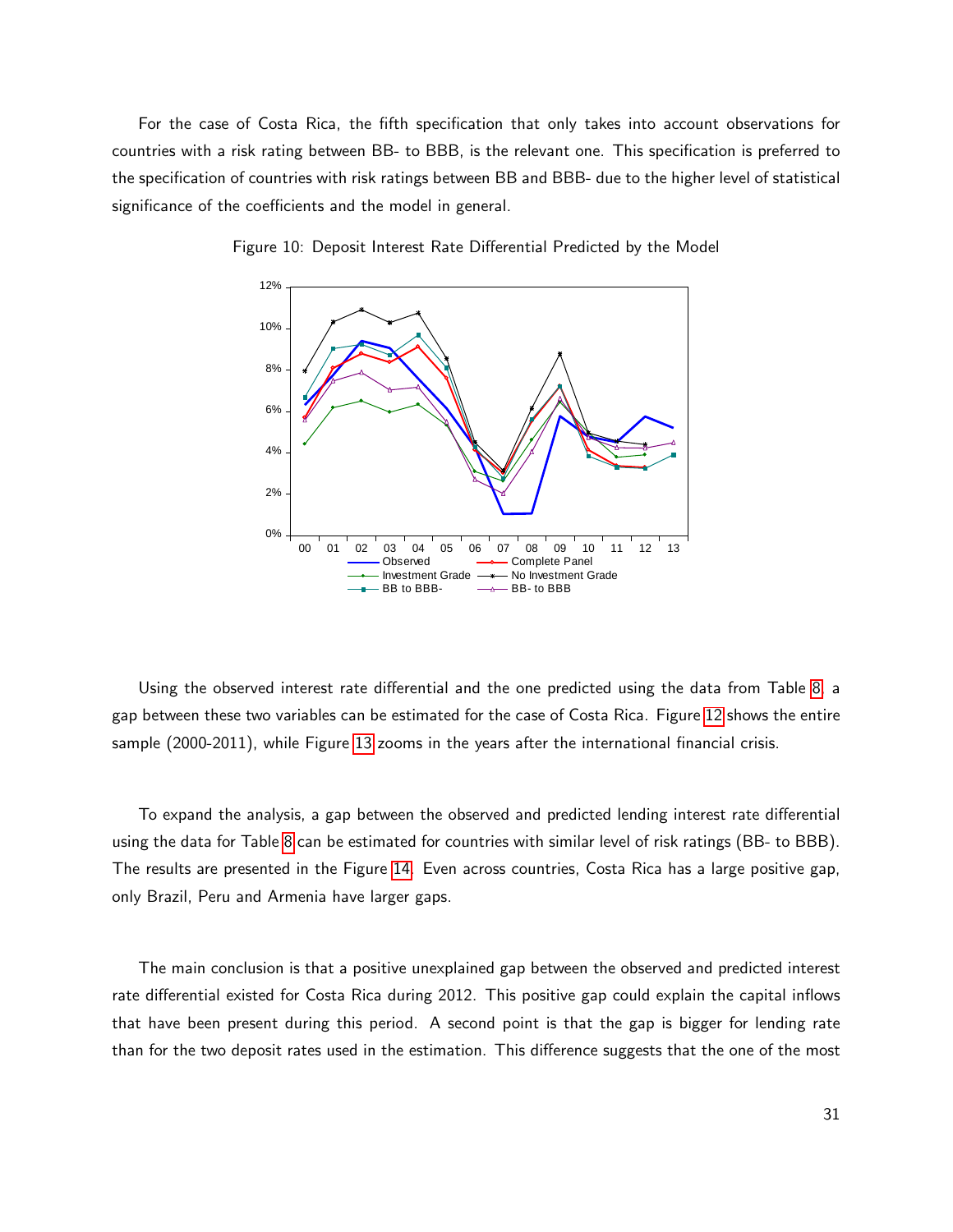For the case of Costa Rica, the fifth specification that only takes into account observations for countries with a risk rating between BB- to BBB, is the relevant one. This specification is preferred to the specification of countries with risk ratings between BB and BBB- due to the higher level of statistical significance of the coefficients and the model in general.

Figure 10: Deposit Interest Rate Differential Predicted by the Model

Using the observed interest rate differential and the one predicted using the data from Table 8, a gap between these two variables can be estimated for the case of Costa Rica. Figure 12 shows the entire sample (2000-2011), while Figure 13 zooms in the years after the international financial crisis.

To expand the analysis, a gap between the observed and predicted lending interest rate differential using the data for Table 8 can be estimated for countries with similar level of risk ratings (BB- to BBB). The results are presented in the Figure 14. Even across countries, Costa Rica has a large positive gap, only Brazil, Peru and Armenia have larger gaps.

The main conclusion is that a positive unexplained gap between the observed and predicted interest rate differential existed for Costa Rica during 2012. This positive gap could explain the capital inflows that have been present during this period. A second point is that the gap is bigger for lending rate than for the two deposit rates used in the estimation. This difference suggests that the one of the most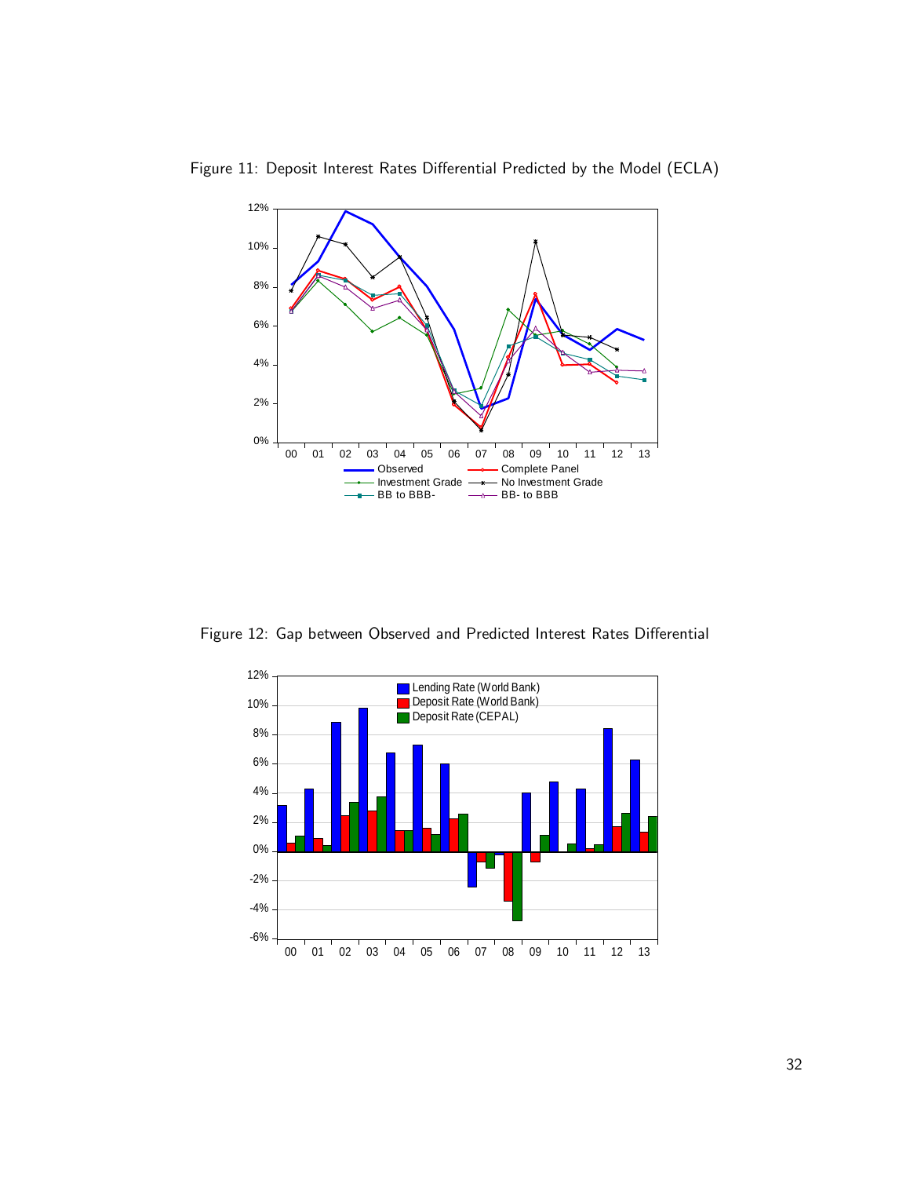Figure 11: Deposit Interest Rates Differential Predicted by the Model (ECLA)

12%
10%
8%
6%
4%
2%
0%

00 01 02 03 04 05 06 07 08 09 10 11 12 13

Observed
Complete Panel
Investment Grade
No Investment Grade
BB to BBB-
BB- to BBB

Figure 12: Gap between Observed and Predicted Interest Rates Differential

12%
10%
8%
6%
4%
2%
0%
-2%
-4%
-6%

00 01 02 03 04 05 06 07 08 09 10 11 12 13

Lending Rate (World Bank)
Deposit Rate (World Bank)
Deposit Rate (CEPAL)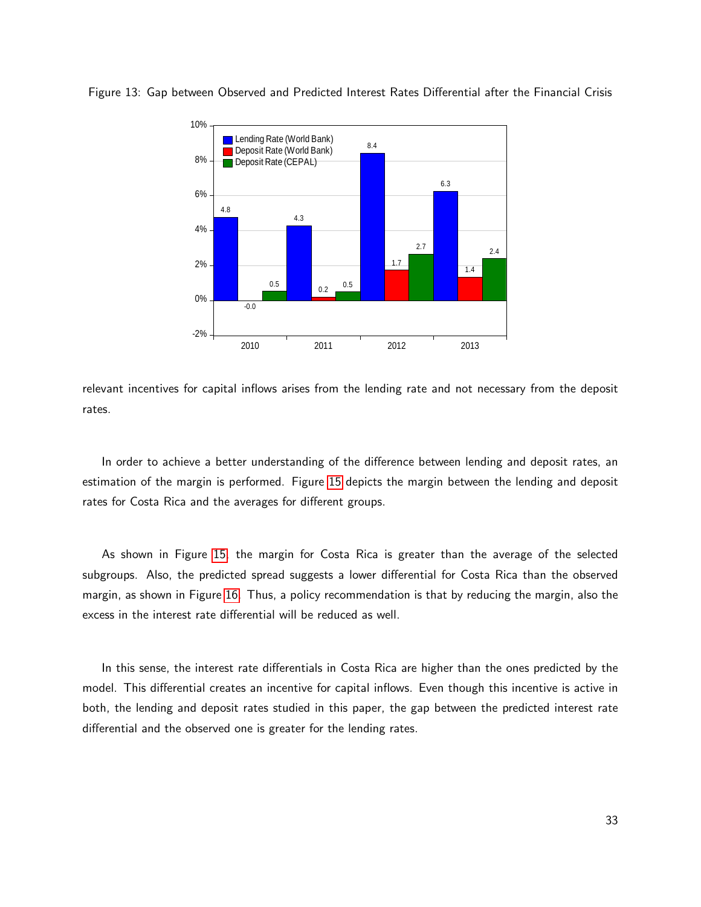Figure 13: Gap between Observed and Predicted Interest Rates Differential after the Financial Crisis

| | Lending Rate (World Bank) | Deposit Rate (World Bank) | Deposit Rate (CEPAL) |
|---|---|---|---|
| 2010 | 4.8 | -0.0 | 0.5 |
| 2011 | 4.3 | 0.2 | 0.5 |
| 2012 | 8.4 | 1.7 | 2.7 |
| 2013 | 6.3 | 1.4 | 2.4 |

relevant incentives for capital inflows arises from the lending rate and not necessary from the deposit rates.

In order to achieve a better understanding of the difference between lending and deposit rates, an estimation of the margin is performed. Figure 15 depicts the margin between the lending and deposit rates for Costa Rica and the averages for different groups.

As shown in Figure 15, the margin for Costa Rica is greater than the average of the selected subgroups. Also, the predicted spread suggests a lower differential for Costa Rica than the observed margin, as shown in Figure 16. Thus, a policy recommendation is that by reducing the margin, also the excess in the interest rate differential will be reduced as well.

In this sense, the interest rate differentials in Costa Rica are higher than the ones predicted by the model. This differential creates an incentive for capital inflows. Even though this incentive is active in both, the lending and deposit rates studied in this paper, the gap between the predicted interest rate differential and the observed one is greater for the lending rates.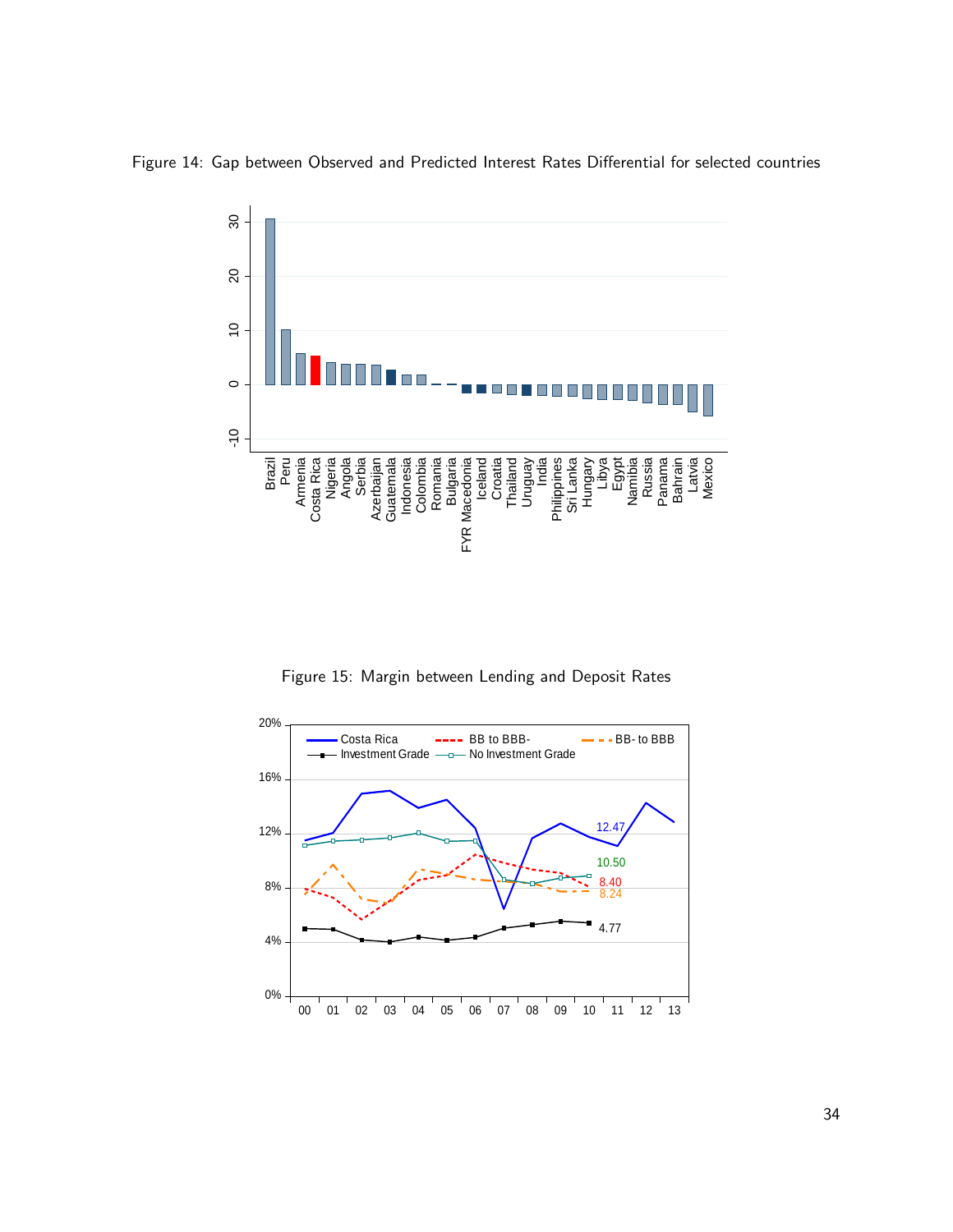Figure 14: Gap between Observed and Predicted Interest Rates Differential for selected countries

30
20
10
0
-10

Brazil
Peru
Armenia
Costa Rica
Nigeria
Angola
Serbia
Azerbaijan
Guatemala
Indonesia
Colombia
Romania
Bulgaria
FYR Macedonia
Iceland
Croatia
Thailand
Uruguay
India
Philippines
Sri Lanka
Hungary
Libya
Egypt
Namibia
Russia
Panama
Bahrain
Latvia
Mexico

Figure 15: Margin between Lending and Deposit Rates

20%
16%
12%
8%
4%
0%

Costa Rica
BB to BBB-
BB- to BBB
Investment Grade
No Investment Grade

12.47
10.50
8.40
8.24
4.77

00 01 02 03 04 05 06 07 08 09 10 11 12 13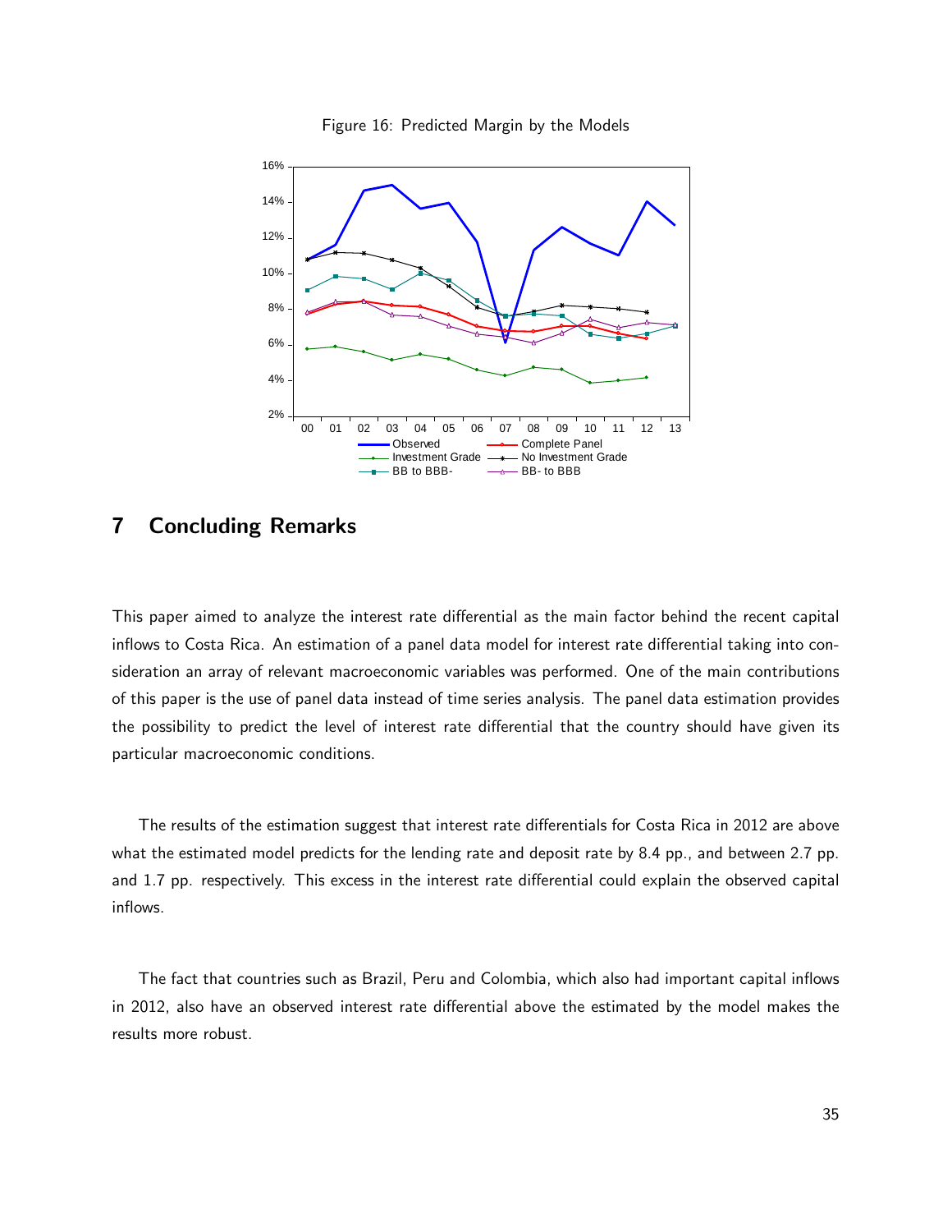Figure 16: Predicted Margin by the Models

16%
14%
12%
10%
8%
6%
4%
2%

00 01 02 03 04 05 06 07 08 09 10 11 12 13

Observed
Complete Panel
Investment Grade
No Investment Grade
BB to BBB-
BB- to BBB

## 7 Concluding Remarks

This paper aimed to analyze the interest rate differential as the main factor behind the recent capital inflows to Costa Rica. An estimation of a panel data model for interest rate differential taking into consideration an array of relevant macroeconomic variables was performed. One of the main contributions of this paper is the use of panel data instead of time series analysis. The panel data estimation provides the possibility to predict the level of interest rate differential that the country should have given its particular macroeconomic conditions.

The results of the estimation suggest that interest rate differentials for Costa Rica in 2012 are above what the estimated model predicts for the lending rate and deposit rate by 8.4 pp., and between 2.7 pp. and 1.7 pp. respectively. This excess in the interest rate differential could explain the observed capital inflows.

The fact that countries such as Brazil, Peru and Colombia, which also had important capital inflows in 2012, also have an observed interest rate differential above the estimated by the model makes the results more robust.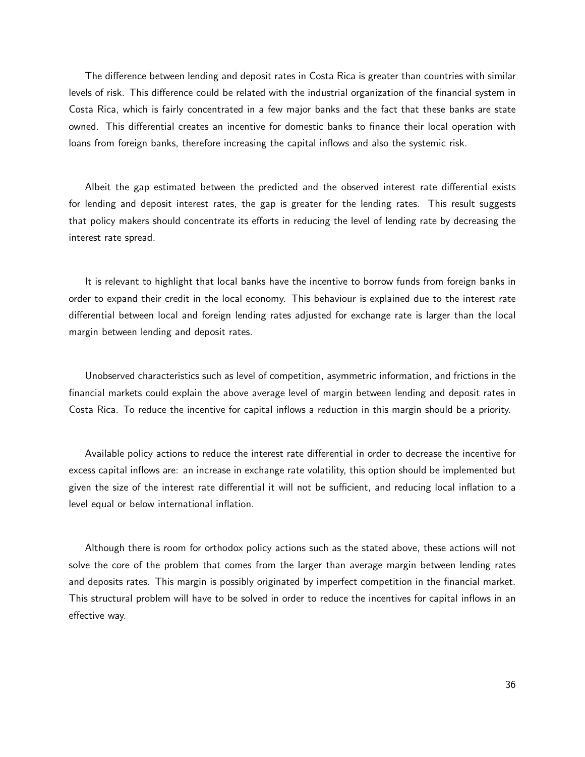The difference between lending and deposit rates in Costa Rica is greater than countries with similar levels of risk. This difference could be related with the industrial organization of the financial system in Costa Rica, which is fairly concentrated in a few major banks and the fact that these banks are state owned. This differential creates an incentive for domestic banks to finance their local operation with loans from foreign banks, therefore increasing the capital inflows and also the systemic risk.

Albeit the gap estimated between the predicted and the observed interest rate differential exists for lending and deposit interest rates, the gap is greater for the lending rates. This result suggests that policy makers should concentrate its efforts in reducing the level of lending rate by decreasing the interest rate spread.

It is relevant to highlight that local banks have the incentive to borrow funds from foreign banks in order to expand their credit in the local economy. This behaviour is explained due to the interest rate differential between local and foreign lending rates adjusted for exchange rate is larger than the local margin between lending and deposit rates.

Unobserved characteristics such as level of competition, asymmetric information, and frictions in the financial markets could explain the above average level of margin between lending and deposit rates in Costa Rica. To reduce the incentive for capital inflows a reduction in this margin should be a priority.

Available policy actions to reduce the interest rate differential in order to decrease the incentive for excess capital inflows are: an increase in exchange rate volatility, this option should be implemented but given the size of the interest rate differential it will not be sufficient, and reducing local inflation to a level equal or below international inflation.

Although there is room for orthodox policy actions such as the stated above, these actions will not solve the core of the problem that comes from the larger than average margin between lending rates and deposits rates. This margin is possibly originated by imperfect competition in the financial market. This structural problem will have to be solved in order to reduce the incentives for capital inflows in an effective way.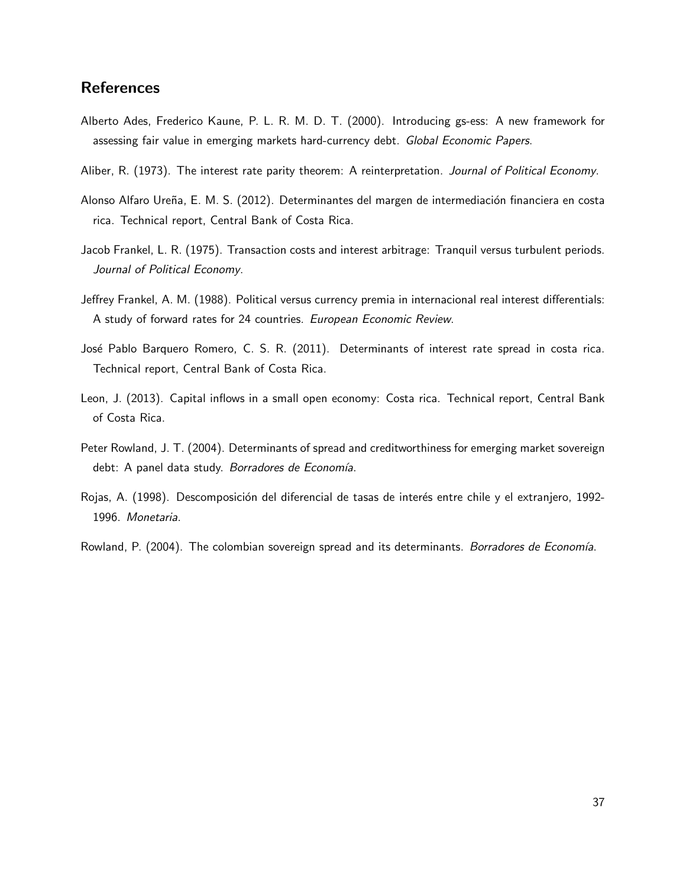## References

Alberto Ades, Frederico Kaune, P. L. R. M. D. T. (2000). Introducing gs-ess: A new framework for assessing fair value in emerging markets hard-currency debt. *Global Economic Papers*.

Aliber, R. (1973). The interest rate parity theorem: A reinterpretation. *Journal of Political Economy*.

Alonso Alfaro Ureña, E. M. S. (2012). Determinantes del margen de intermediación financiera en costa rica. Technical report, Central Bank of Costa Rica.

Jacob Frankel, L. R. (1975). Transaction costs and interest arbitrage: Tranquil versus turbulent periods. *Journal of Political Economy*.

Jeffrey Frankel, A. M. (1988). Political versus currency premia in internacional real interest differentials: A study of forward rates for 24 countries. *European Economic Review*.

José Pablo Barquero Romero, C. S. R. (2011). Determinants of interest rate spread in costa rica. Technical report, Central Bank of Costa Rica.

Leon, J. (2013). Capital inflows in a small open economy: Costa rica. Technical report, Central Bank of Costa Rica.

Peter Rowland, J. T. (2004). Determinants of spread and creditworthiness for emerging market sovereign debt: A panel data study. *Borradores de Economía*.

Rojas, A. (1998). Descomposición del diferencial de tasas de interés entre chile y el extranjero, 1992-1996. *Monetaria*.

Rowland, P. (2004). The colombian sovereign spread and its determinants. *Borradores de Economía*.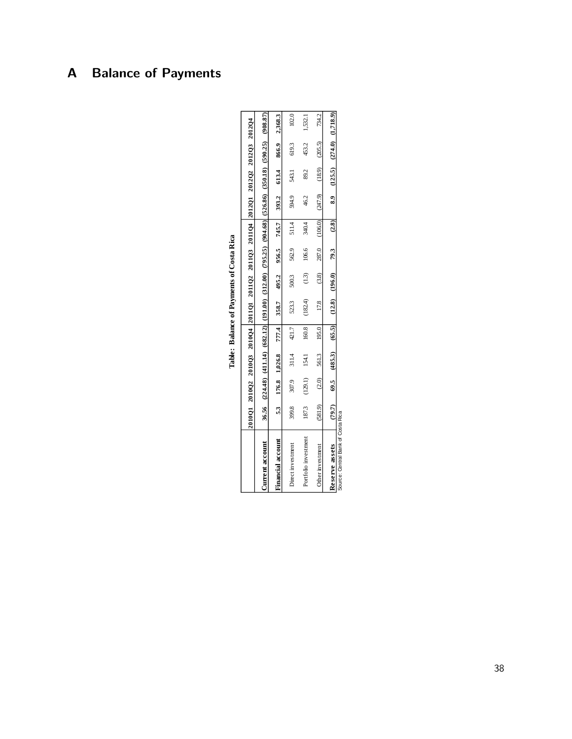# A Balance of Payments

**Table: Balance of Payments of Costa Rica**

| | 2010Q1 | 2010Q2 | 2010Q3 | 2010Q4 | 2011Q1 | 2011Q2 | 2011Q3 | 2011Q4 | 2012Q1 | 2012Q2 | 2012Q3 | 2012Q4 |
|---|---|---|---|---|---|---|---|---|---|---|---|---|
| **Current account** | **36.56** | **(224.48)** | **(411.14)** | **(682.12)** | **(191.00)** | **(312.00)** | **(795.25)** | **(904.68)** | **(526.86)** | **(350.18)** | **(590.25)** | **(908.87)** |
| **Financial account** | **5.3** | **176.8** | **1,026.8** | **777.4** | **358.7** | **495.2** | **956.5** | **745.7** | **393.2** | **613.4** | **866.9** | **2,368.3** |
| Direct investment | 399.8 | 307.9 | 311.4 | 421.7 | 523.3 | 500.3 | 562.9 | 511.4 | 594.9 | 543.1 | 619.3 | 102.0 |
| Portfolio investment | 187.3 | (129.1) | 154.1 | 160.8 | (182.4) | (1.3) | 106.6 | 340.4 | 46.2 | 89.2 | 453.2 | 1,532.1 |
| Other investment | (581.9) | (2.0) | 561.3 | 195.0 | 17.8 | (3.8) | 287.0 | (106.0) | (247.9) | (18.9) | (205.5) | 734.2 |
| **Reserve assets** | **(79.7)** | **69.5** | **(485.3)** | **(65.5)** | **(12.8)** | **(196.0)** | **79.3** | **(2.8)** | **8.9** | **(125.5)** | **(274.0)** | **(1,718.9)** |

Source: Central Bank of Costa Rica